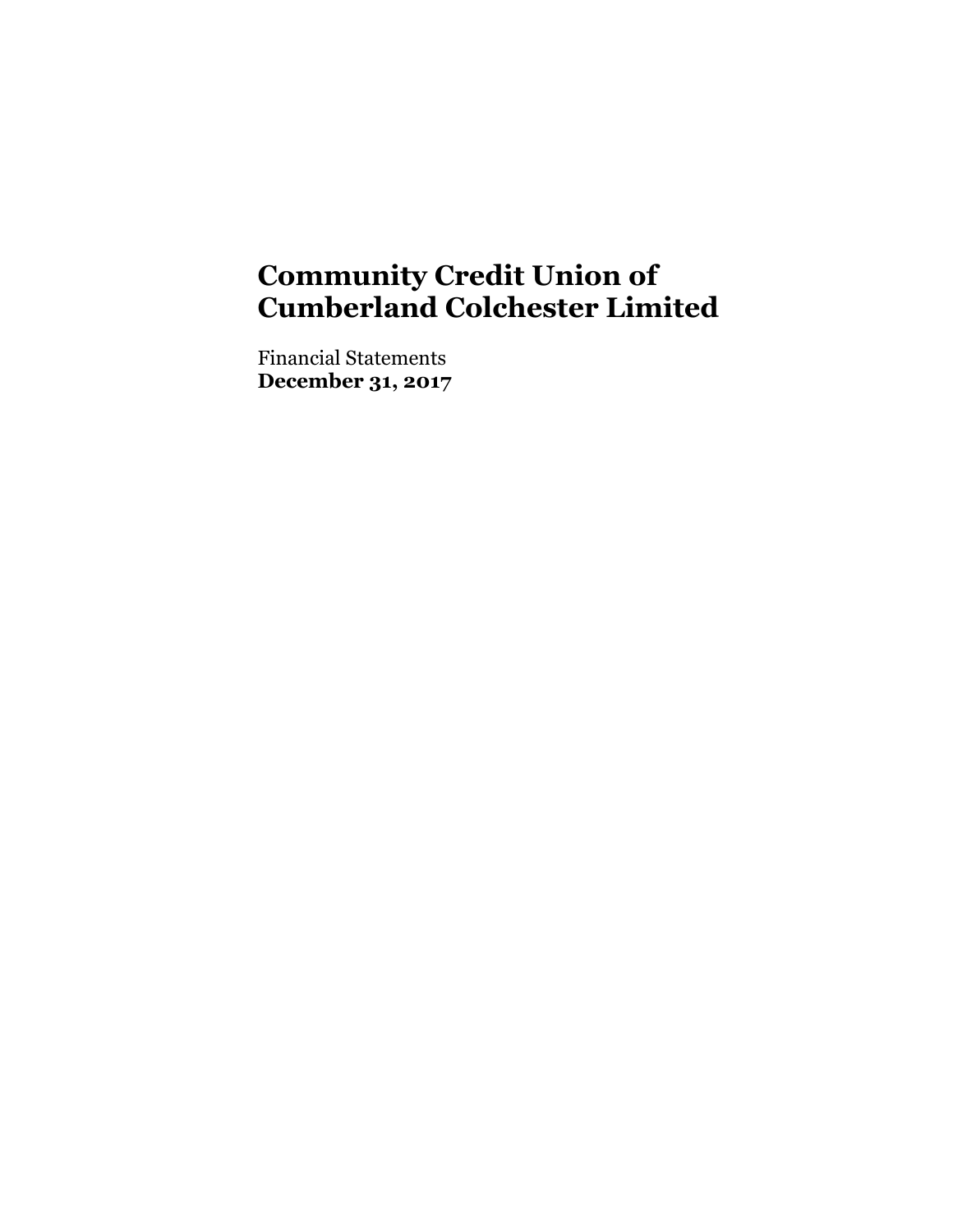# Community Credit Union of Cumberland Colchester Limited

Financial Statements
**December 31, 2017**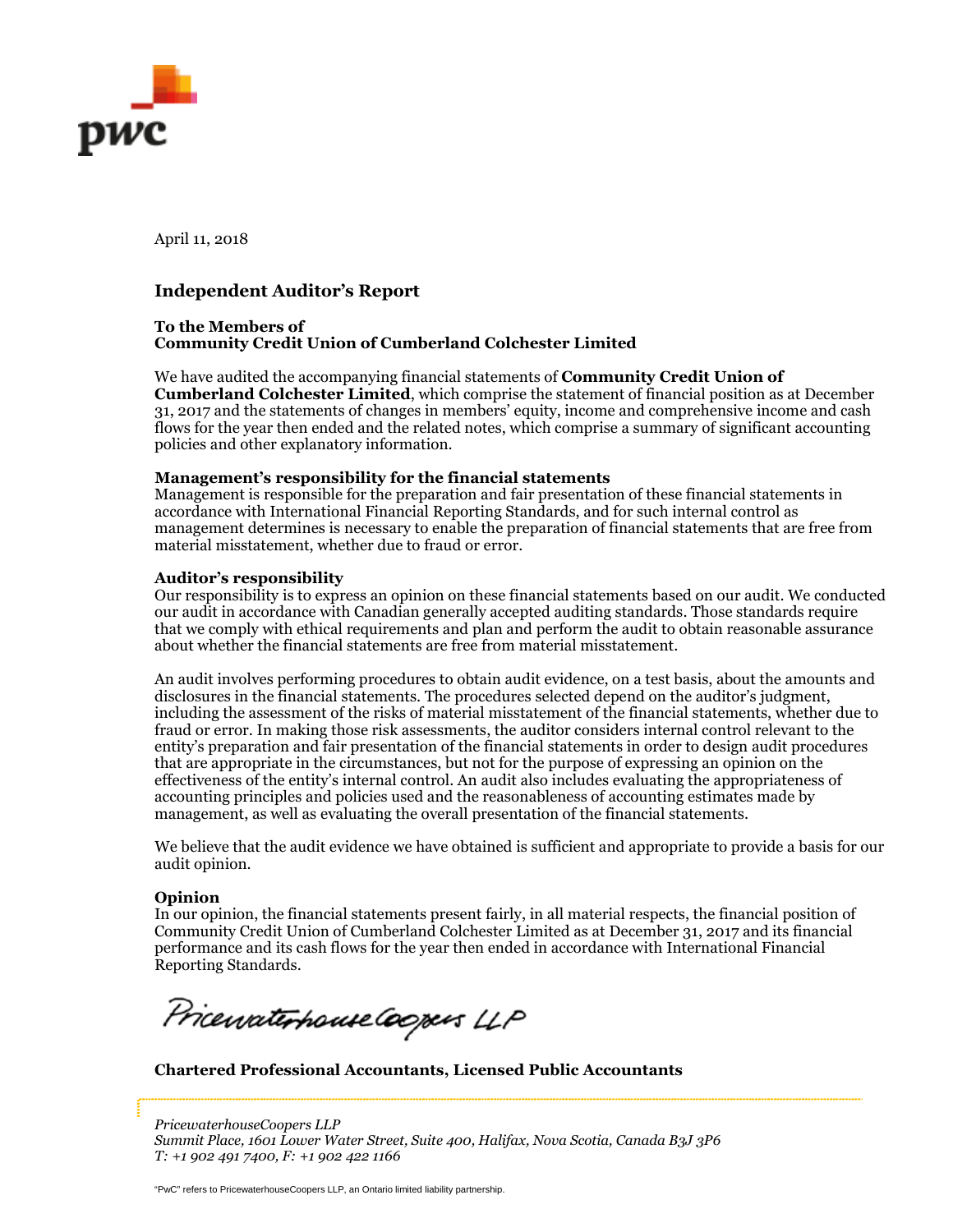April 11, 2018

## Independent Auditor's Report

**To the Members of**
**Community Credit Union of Cumberland Colchester Limited**

We have audited the accompanying financial statements of **Community Credit Union of Cumberland Colchester Limited**, which comprise the statement of financial position as at December 31, 2017 and the statements of changes in members' equity, income and comprehensive income and cash flows for the year then ended and the related notes, which comprise a summary of significant accounting policies and other explanatory information.

**Management's responsibility for the financial statements**
Management is responsible for the preparation and fair presentation of these financial statements in accordance with International Financial Reporting Standards, and for such internal control as management determines is necessary to enable the preparation of financial statements that are free from material misstatement, whether due to fraud or error.

**Auditor's responsibility**
Our responsibility is to express an opinion on these financial statements based on our audit. We conducted our audit in accordance with Canadian generally accepted auditing standards. Those standards require that we comply with ethical requirements and plan and perform the audit to obtain reasonable assurance about whether the financial statements are free from material misstatement.

An audit involves performing procedures to obtain audit evidence, on a test basis, about the amounts and disclosures in the financial statements. The procedures selected depend on the auditor's judgment, including the assessment of the risks of material misstatement of the financial statements, whether due to fraud or error. In making those risk assessments, the auditor considers internal control relevant to the entity's preparation and fair presentation of the financial statements in order to design audit procedures that are appropriate in the circumstances, but not for the purpose of expressing an opinion on the effectiveness of the entity's internal control. An audit also includes evaluating the appropriateness of accounting principles and policies used and the reasonableness of accounting estimates made by management, as well as evaluating the overall presentation of the financial statements.

We believe that the audit evidence we have obtained is sufficient and appropriate to provide a basis for our audit opinion.

**Opinion**
In our opinion, the financial statements present fairly, in all material respects, the financial position of Community Credit Union of Cumberland Colchester Limited as at December 31, 2017 and its financial performance and its cash flows for the year then ended in accordance with International Financial Reporting Standards.

PricewaterhouseCoopers LLP

**Chartered Professional Accountants, Licensed Public Accountants**

*PricewaterhouseCoopers LLP*
*Summit Place, 1601 Lower Water Street, Suite 400, Halifax, Nova Scotia, Canada B3J 3P6*
*T: +1 902 491 7400, F: +1 902 422 1166*

"PwC" refers to PricewaterhouseCoopers LLP, an Ontario limited liability partnership.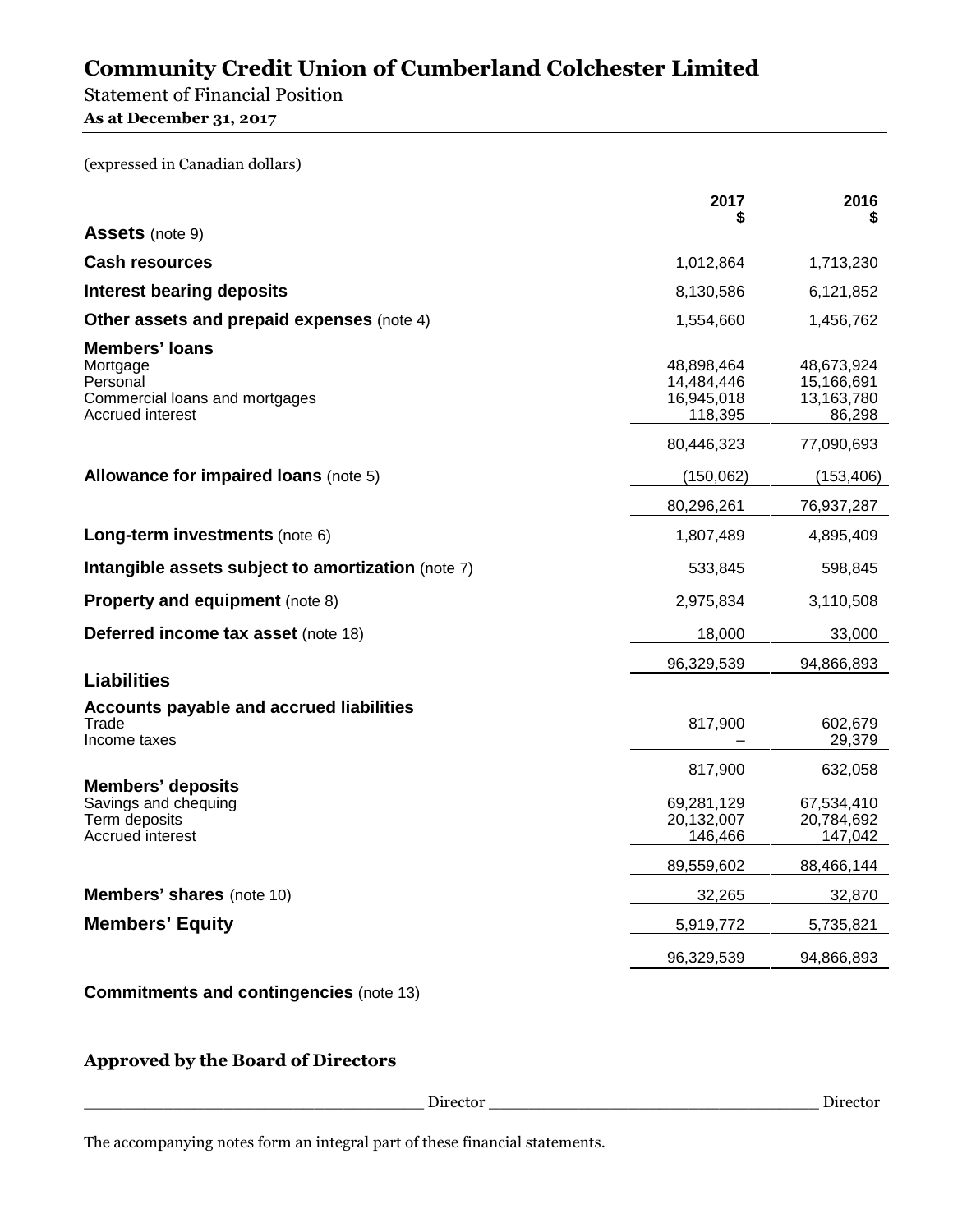# Community Credit Union of Cumberland Colchester Limited

Statement of Financial Position

**As at December 31, 2017**

(expressed in Canadian dollars)

| | 2017 $ | 2016 $ |
|---|---|---|
| **Assets** (note 9) | | |
| **Cash resources** | 1,012,864 | 1,713,230 |
| **Interest bearing deposits** | 8,130,586 | 6,121,852 |
| **Other assets and prepaid expenses** (note 4) | 1,554,660 | 1,456,762 |
| **Members' loans** | | |
| Mortgage | 48,898,464 | 48,673,924 |
| Personal | 14,484,446 | 15,166,691 |
| Commercial loans and mortgages | 16,945,018 | 13,163,780 |
| Accrued interest | 118,395 | 86,298 |
| | 80,446,323 | 77,090,693 |
| **Allowance for impaired loans** (note 5) | (150,062) | (153,406) |
| | 80,296,261 | 76,937,287 |
| **Long-term investments** (note 6) | 1,807,489 | 4,895,409 |
| **Intangible assets subject to amortization** (note 7) | 533,845 | 598,845 |
| **Property and equipment** (note 8) | 2,975,834 | 3,110,508 |
| **Deferred income tax asset** (note 18) | 18,000 | 33,000 |
| | 96,329,539 | 94,866,893 |
| **Liabilities** | | |
| **Accounts payable and accrued liabilities** | | |
| Trade | 817,900 | 602,679 |
| Income taxes | – | 29,379 |
| | 817,900 | 632,058 |
| **Members' deposits** | | |
| Savings and chequing | 69,281,129 | 67,534,410 |
| Term deposits | 20,132,007 | 20,784,692 |
| Accrued interest | 146,466 | 147,042 |
| | 89,559,602 | 88,466,144 |
| **Members' shares** (note 10) | 32,265 | 32,870 |
| **Members' Equity** | 5,919,772 | 5,735,821 |
| | 96,329,539 | 94,866,893 |

**Commitments and contingencies** (note 13)

**Approved by the Board of Directors**

___________________________________ Director ___________________________________ Director

The accompanying notes form an integral part of these financial statements.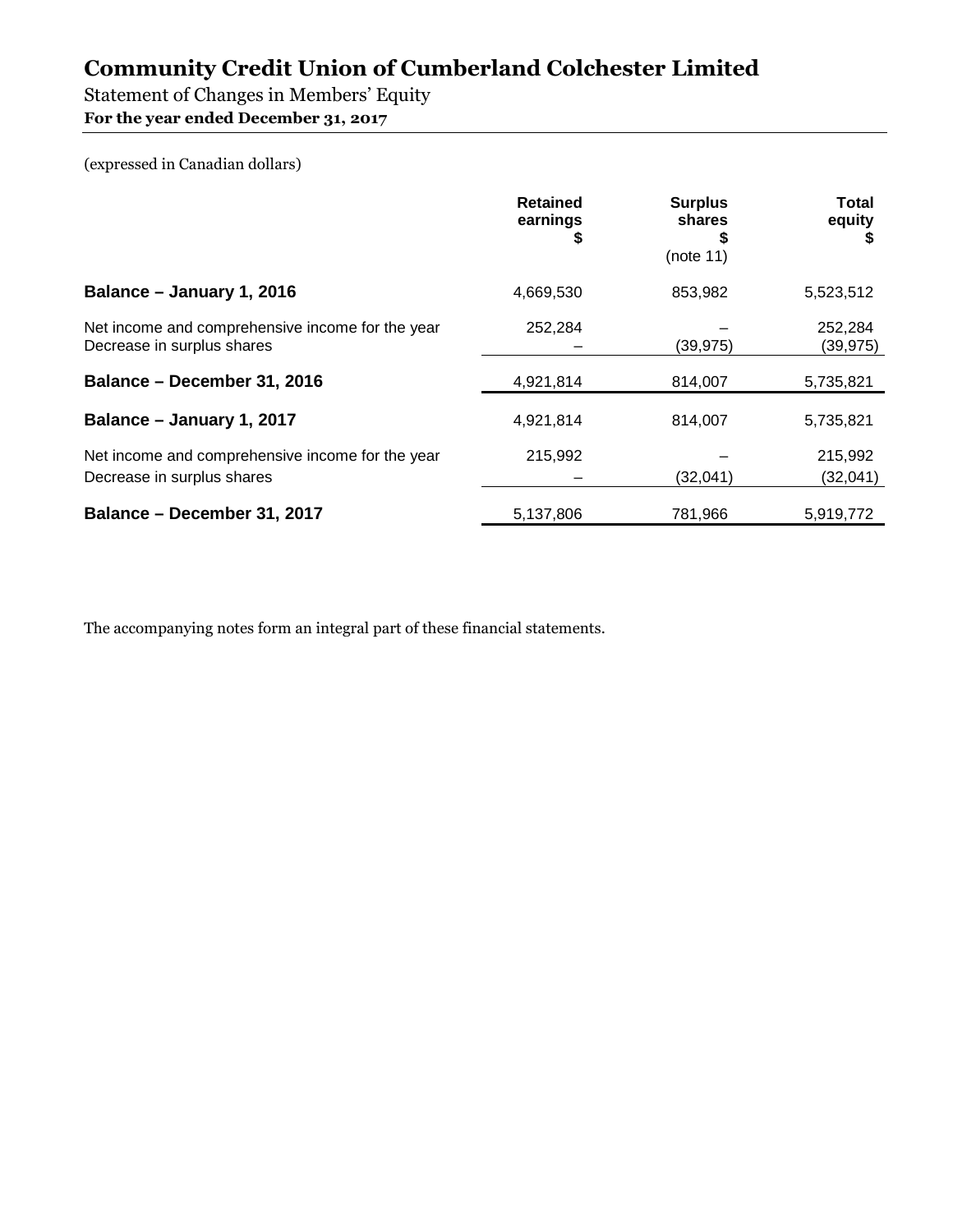# Community Credit Union of Cumberland Colchester Limited

Statement of Changes in Members' Equity

**For the year ended December 31, 2017**

(expressed in Canadian dollars)

| | Retained earnings $ | Surplus shares $ (note 11) | Total equity $ |
|---|---|---|---|
| **Balance – January 1, 2016** | 4,669,530 | 853,982 | 5,523,512 |
| Net income and comprehensive income for the year | 252,284 | – | 252,284 |
| Decrease in surplus shares | – | (39,975) | (39,975) |
| **Balance – December 31, 2016** | 4,921,814 | 814,007 | 5,735,821 |
| **Balance – January 1, 2017** | 4,921,814 | 814,007 | 5,735,821 |
| Net income and comprehensive income for the year | 215,992 | – | 215,992 |
| Decrease in surplus shares | – | (32,041) | (32,041) |
| **Balance – December 31, 2017** | 5,137,806 | 781,966 | 5,919,772 |

The accompanying notes form an integral part of these financial statements.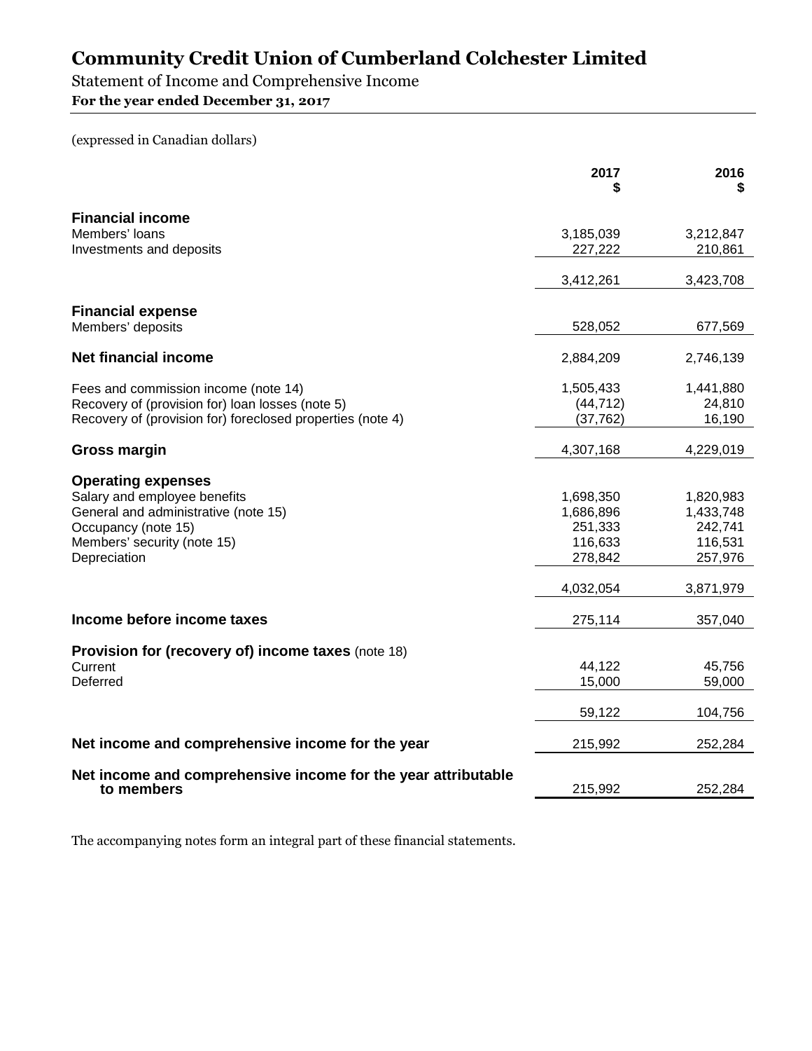# Community Credit Union of Cumberland Colchester Limited

Statement of Income and Comprehensive Income

**For the year ended December 31, 2017**

(expressed in Canadian dollars)

| | 2017 $ | 2016 $ |
|---|---:|---:|
| **Financial income** | | |
| Members' loans | 3,185,039 | 3,212,847 |
| Investments and deposits | 227,222 | 210,861 |
| | 3,412,261 | 3,423,708 |
| **Financial expense** | | |
| Members' deposits | 528,052 | 677,569 |
| **Net financial income** | 2,884,209 | 2,746,139 |
| Fees and commission income (note 14) | 1,505,433 | 1,441,880 |
| Recovery of (provision for) loan losses (note 5) | (44,712) | 24,810 |
| Recovery of (provision for) foreclosed properties (note 4) | (37,762) | 16,190 |
| **Gross margin** | 4,307,168 | 4,229,019 |
| **Operating expenses** | | |
| Salary and employee benefits | 1,698,350 | 1,820,983 |
| General and administrative (note 15) | 1,686,896 | 1,433,748 |
| Occupancy (note 15) | 251,333 | 242,741 |
| Members' security (note 15) | 116,633 | 116,531 |
| Depreciation | 278,842 | 257,976 |
| | 4,032,054 | 3,871,979 |
| **Income before income taxes** | 275,114 | 357,040 |
| **Provision for (recovery of) income taxes** (note 18) | | |
| Current | 44,122 | 45,756 |
| Deferred | 15,000 | 59,000 |
| | 59,122 | 104,756 |
| **Net income and comprehensive income for the year** | 215,992 | 252,284 |
| **Net income and comprehensive income for the year attributable to members** | 215,992 | 252,284 |

The accompanying notes form an integral part of these financial statements.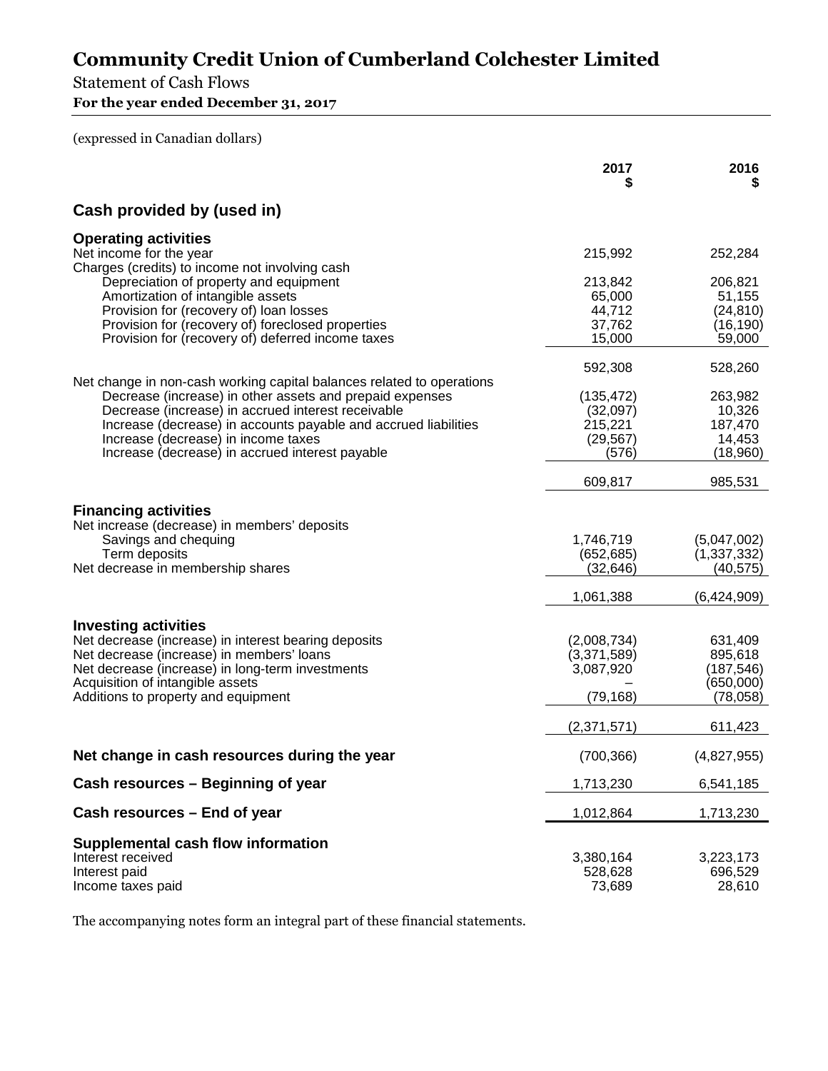# Community Credit Union of Cumberland Colchester Limited

Statement of Cash Flows

**For the year ended December 31, 2017**

(expressed in Canadian dollars)

| | 2017 $ | 2016 $ |
|---|---|---|
| **Cash provided by (used in)** | | |
| **Operating activities** | | |
| Net income for the year | 215,992 | 252,284 |
| Charges (credits) to income not involving cash | | |
| Depreciation of property and equipment | 213,842 | 206,821 |
| Amortization of intangible assets | 65,000 | 51,155 |
| Provision for (recovery of) loan losses | 44,712 | (24,810) |
| Provision for (recovery of) foreclosed properties | 37,762 | (16,190) |
| Provision for (recovery of) deferred income taxes | 15,000 | 59,000 |
| | 592,308 | 528,260 |
| Net change in non-cash working capital balances related to operations | | |
| Decrease (increase) in other assets and prepaid expenses | (135,472) | 263,982 |
| Decrease (increase) in accrued interest receivable | (32,097) | 10,326 |
| Increase (decrease) in accounts payable and accrued liabilities | 215,221 | 187,470 |
| Increase (decrease) in income taxes | (29,567) | 14,453 |
| Increase (decrease) in accrued interest payable | (576) | (18,960) |
| | 609,817 | 985,531 |
| **Financing activities** | | |
| Net increase (decrease) in members' deposits | | |
| Savings and chequing | 1,746,719 | (5,047,002) |
| Term deposits | (652,685) | (1,337,332) |
| Net decrease in membership shares | (32,646) | (40,575) |
| | 1,061,388 | (6,424,909) |
| **Investing activities** | | |
| Net decrease (increase) in interest bearing deposits | (2,008,734) | 631,409 |
| Net decrease (increase) in members' loans | (3,371,589) | 895,618 |
| Net decrease (increase) in long-term investments | 3,087,920 | (187,546) |
| Acquisition of intangible assets | – | (650,000) |
| Additions to property and equipment | (79,168) | (78,058) |
| | (2,371,571) | 611,423 |
| **Net change in cash resources during the year** | (700,366) | (4,827,955) |
| **Cash resources – Beginning of year** | 1,713,230 | 6,541,185 |
| **Cash resources – End of year** | 1,012,864 | 1,713,230 |
| **Supplemental cash flow information** | | |
| Interest received | 3,380,164 | 3,223,173 |
| Interest paid | 528,628 | 696,529 |
| Income taxes paid | 73,689 | 28,610 |

The accompanying notes form an integral part of these financial statements.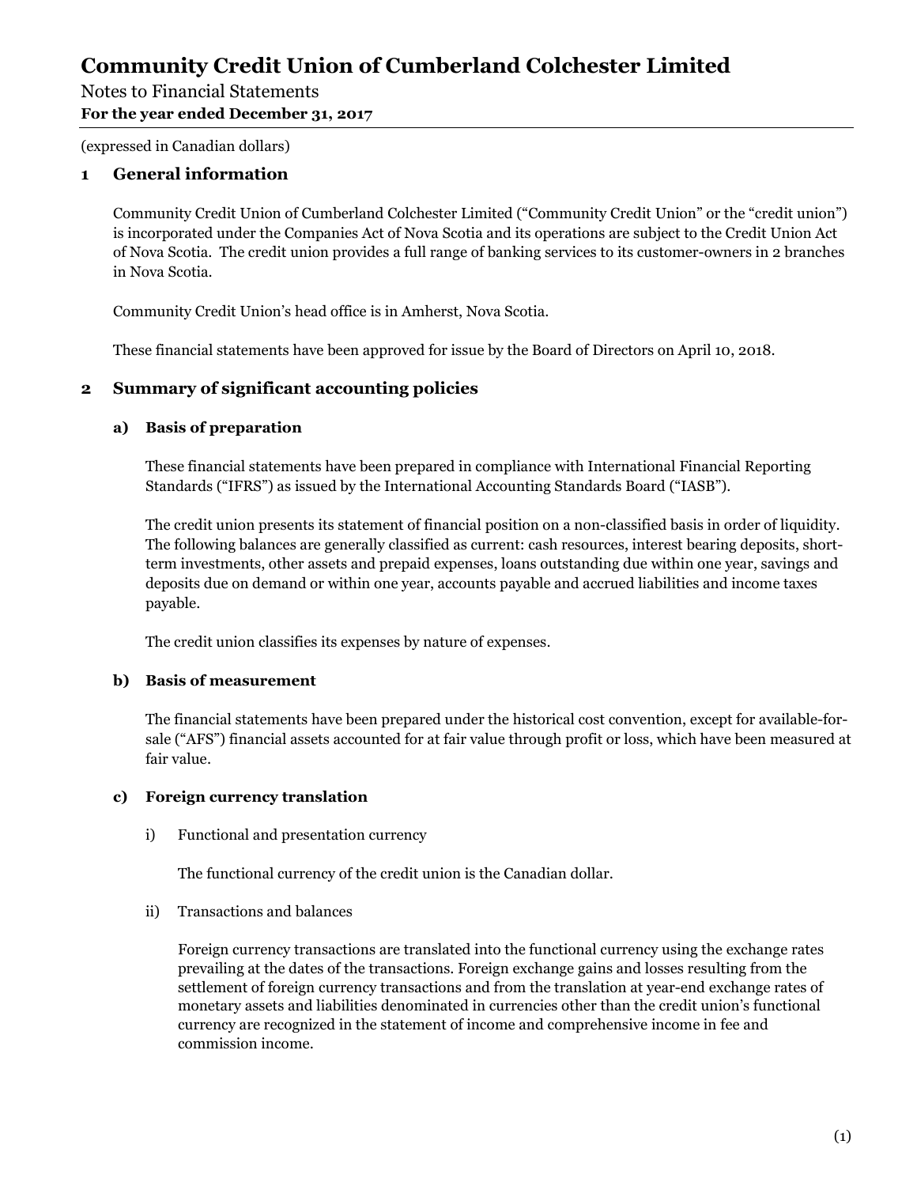# Community Credit Union of Cumberland Colchester Limited

Notes to Financial Statements
**For the year ended December 31, 2017**

(expressed in Canadian dollars)

## 1 General information

Community Credit Union of Cumberland Colchester Limited ("Community Credit Union" or the "credit union") is incorporated under the Companies Act of Nova Scotia and its operations are subject to the Credit Union Act of Nova Scotia. The credit union provides a full range of banking services to its customer-owners in 2 branches in Nova Scotia.

Community Credit Union's head office is in Amherst, Nova Scotia.

These financial statements have been approved for issue by the Board of Directors on April 10, 2018.

## 2 Summary of significant accounting policies

### a) Basis of preparation

These financial statements have been prepared in compliance with International Financial Reporting Standards ("IFRS") as issued by the International Accounting Standards Board ("IASB").

The credit union presents its statement of financial position on a non-classified basis in order of liquidity. The following balances are generally classified as current: cash resources, interest bearing deposits, short-term investments, other assets and prepaid expenses, loans outstanding due within one year, savings and deposits due on demand or within one year, accounts payable and accrued liabilities and income taxes payable.

The credit union classifies its expenses by nature of expenses.

### b) Basis of measurement

The financial statements have been prepared under the historical cost convention, except for available-for-sale ("AFS") financial assets accounted for at fair value through profit or loss, which have been measured at fair value.

### c) Foreign currency translation

i) Functional and presentation currency

The functional currency of the credit union is the Canadian dollar.

ii) Transactions and balances

Foreign currency transactions are translated into the functional currency using the exchange rates prevailing at the dates of the transactions. Foreign exchange gains and losses resulting from the settlement of foreign currency transactions and from the translation at year-end exchange rates of monetary assets and liabilities denominated in currencies other than the credit union's functional currency are recognized in the statement of income and comprehensive income in fee and commission income.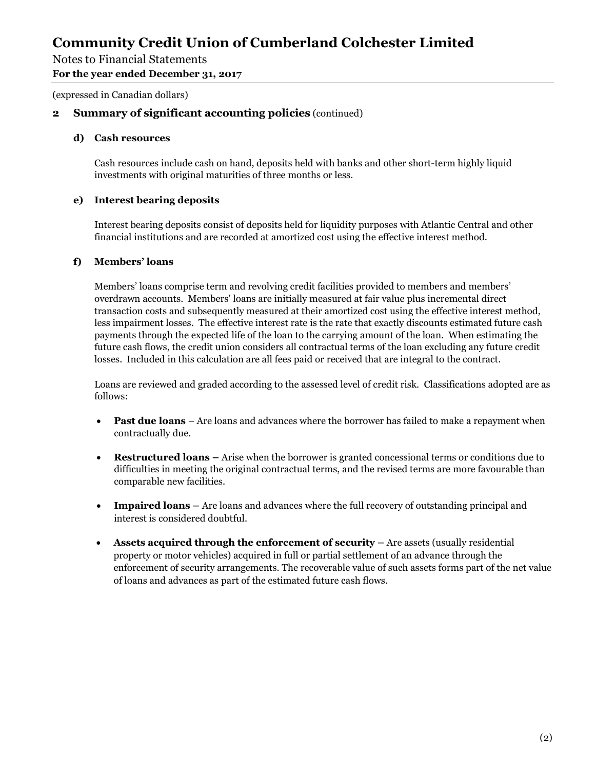## 2 Summary of significant accounting policies (continued)

(expressed in Canadian dollars)

### d) Cash resources

Cash resources include cash on hand, deposits held with banks and other short-term highly liquid investments with original maturities of three months or less.

### e) Interest bearing deposits

Interest bearing deposits consist of deposits held for liquidity purposes with Atlantic Central and other financial institutions and are recorded at amortized cost using the effective interest method.

### f) Members' loans

Members' loans comprise term and revolving credit facilities provided to members and members' overdrawn accounts. Members' loans are initially measured at fair value plus incremental direct transaction costs and subsequently measured at their amortized cost using the effective interest method, less impairment losses. The effective interest rate is the rate that exactly discounts estimated future cash payments through the expected life of the loan to the carrying amount of the loan. When estimating the future cash flows, the credit union considers all contractual terms of the loan excluding any future credit losses. Included in this calculation are all fees paid or received that are integral to the contract.

Loans are reviewed and graded according to the assessed level of credit risk. Classifications adopted are as follows:

- **Past due loans** – Are loans and advances where the borrower has failed to make a repayment when contractually due.
- **Restructured loans –** Arise when the borrower is granted concessional terms or conditions due to difficulties in meeting the original contractual terms, and the revised terms are more favourable than comparable new facilities.
- **Impaired loans –** Are loans and advances where the full recovery of outstanding principal and interest is considered doubtful.
- **Assets acquired through the enforcement of security –** Are assets (usually residential property or motor vehicles) acquired in full or partial settlement of an advance through the enforcement of security arrangements. The recoverable value of such assets forms part of the net value of loans and advances as part of the estimated future cash flows.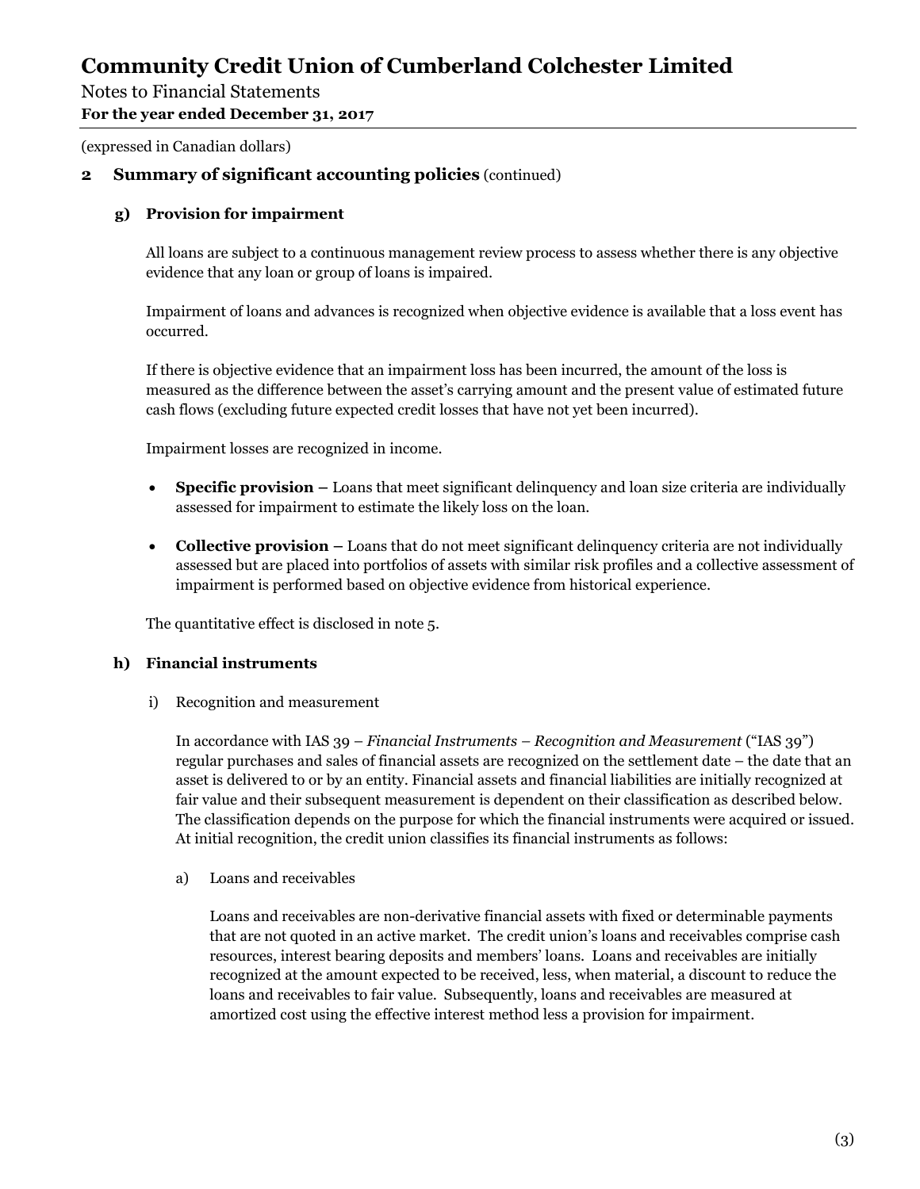# Community Credit Union of Cumberland Colchester Limited

Notes to Financial Statements
**For the year ended December 31, 2017**

(expressed in Canadian dollars)

## 2 Summary of significant accounting policies (continued)

### g) Provision for impairment

All loans are subject to a continuous management review process to assess whether there is any objective evidence that any loan or group of loans is impaired.

Impairment of loans and advances is recognized when objective evidence is available that a loss event has occurred.

If there is objective evidence that an impairment loss has been incurred, the amount of the loss is measured as the difference between the asset's carrying amount and the present value of estimated future cash flows (excluding future expected credit losses that have not yet been incurred).

Impairment losses are recognized in income.

- **Specific provision –** Loans that meet significant delinquency and loan size criteria are individually assessed for impairment to estimate the likely loss on the loan.
- **Collective provision –** Loans that do not meet significant delinquency criteria are not individually assessed but are placed into portfolios of assets with similar risk profiles and a collective assessment of impairment is performed based on objective evidence from historical experience.

The quantitative effect is disclosed in note 5.

### h) Financial instruments

i) Recognition and measurement

In accordance with IAS 39 – *Financial Instruments – Recognition and Measurement* ("IAS 39") regular purchases and sales of financial assets are recognized on the settlement date – the date that an asset is delivered to or by an entity. Financial assets and financial liabilities are initially recognized at fair value and their subsequent measurement is dependent on their classification as described below. The classification depends on the purpose for which the financial instruments were acquired or issued. At initial recognition, the credit union classifies its financial instruments as follows:

a) Loans and receivables

Loans and receivables are non-derivative financial assets with fixed or determinable payments that are not quoted in an active market. The credit union's loans and receivables comprise cash resources, interest bearing deposits and members' loans. Loans and receivables are initially recognized at the amount expected to be received, less, when material, a discount to reduce the loans and receivables to fair value. Subsequently, loans and receivables are measured at amortized cost using the effective interest method less a provision for impairment.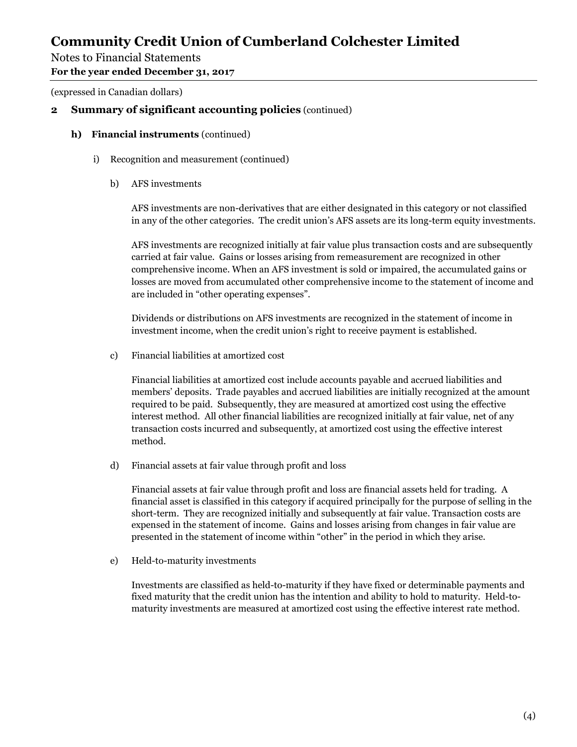# Community Credit Union of Cumberland Colchester Limited

Notes to Financial Statements
**For the year ended December 31, 2017**

(expressed in Canadian dollars)

## 2 Summary of significant accounting policies (continued)

### h) Financial instruments (continued)

i) Recognition and measurement (continued)

b) AFS investments

AFS investments are non-derivatives that are either designated in this category or not classified in any of the other categories. The credit union's AFS assets are its long-term equity investments.

AFS investments are recognized initially at fair value plus transaction costs and are subsequently carried at fair value. Gains or losses arising from remeasurement are recognized in other comprehensive income. When an AFS investment is sold or impaired, the accumulated gains or losses are moved from accumulated other comprehensive income to the statement of income and are included in "other operating expenses".

Dividends or distributions on AFS investments are recognized in the statement of income in investment income, when the credit union's right to receive payment is established.

c) Financial liabilities at amortized cost

Financial liabilities at amortized cost include accounts payable and accrued liabilities and members' deposits. Trade payables and accrued liabilities are initially recognized at the amount required to be paid. Subsequently, they are measured at amortized cost using the effective interest method. All other financial liabilities are recognized initially at fair value, net of any transaction costs incurred and subsequently, at amortized cost using the effective interest method.

d) Financial assets at fair value through profit and loss

Financial assets at fair value through profit and loss are financial assets held for trading. A financial asset is classified in this category if acquired principally for the purpose of selling in the short-term. They are recognized initially and subsequently at fair value. Transaction costs are expensed in the statement of income. Gains and losses arising from changes in fair value are presented in the statement of income within "other" in the period in which they arise.

e) Held-to-maturity investments

Investments are classified as held-to-maturity if they have fixed or determinable payments and fixed maturity that the credit union has the intention and ability to hold to maturity. Held-to-maturity investments are measured at amortized cost using the effective interest rate method.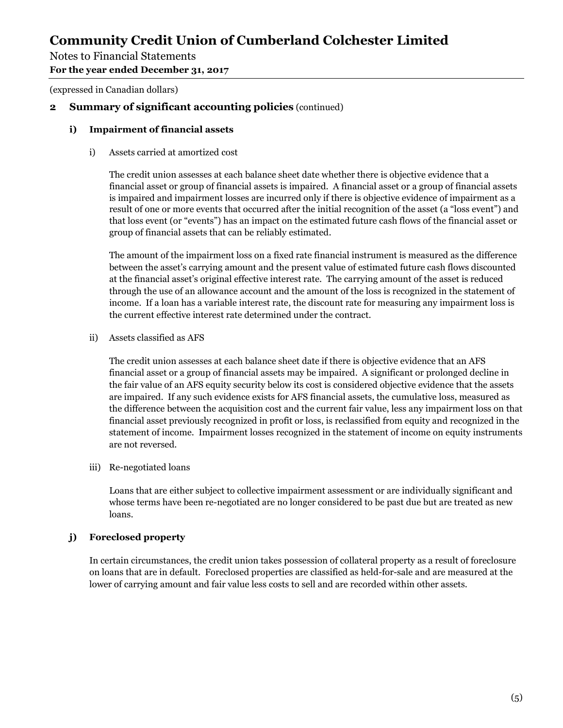# Community Credit Union of Cumberland Colchester Limited

Notes to Financial Statements

**For the year ended December 31, 2017**

(expressed in Canadian dollars)

## 2 Summary of significant accounting policies (continued)

### i) Impairment of financial assets

i) Assets carried at amortized cost

The credit union assesses at each balance sheet date whether there is objective evidence that a financial asset or group of financial assets is impaired. A financial asset or a group of financial assets is impaired and impairment losses are incurred only if there is objective evidence of impairment as a result of one or more events that occurred after the initial recognition of the asset (a "loss event") and that loss event (or "events") has an impact on the estimated future cash flows of the financial asset or group of financial assets that can be reliably estimated.

The amount of the impairment loss on a fixed rate financial instrument is measured as the difference between the asset's carrying amount and the present value of estimated future cash flows discounted at the financial asset's original effective interest rate. The carrying amount of the asset is reduced through the use of an allowance account and the amount of the loss is recognized in the statement of income. If a loan has a variable interest rate, the discount rate for measuring any impairment loss is the current effective interest rate determined under the contract.

ii) Assets classified as AFS

The credit union assesses at each balance sheet date if there is objective evidence that an AFS financial asset or a group of financial assets may be impaired. A significant or prolonged decline in the fair value of an AFS equity security below its cost is considered objective evidence that the assets are impaired. If any such evidence exists for AFS financial assets, the cumulative loss, measured as the difference between the acquisition cost and the current fair value, less any impairment loss on that financial asset previously recognized in profit or loss, is reclassified from equity and recognized in the statement of income. Impairment losses recognized in the statement of income on equity instruments are not reversed.

iii) Re-negotiated loans

Loans that are either subject to collective impairment assessment or are individually significant and whose terms have been re-negotiated are no longer considered to be past due but are treated as new loans.

### j) Foreclosed property

In certain circumstances, the credit union takes possession of collateral property as a result of foreclosure on loans that are in default. Foreclosed properties are classified as held-for-sale and are measured at the lower of carrying amount and fair value less costs to sell and are recorded within other assets.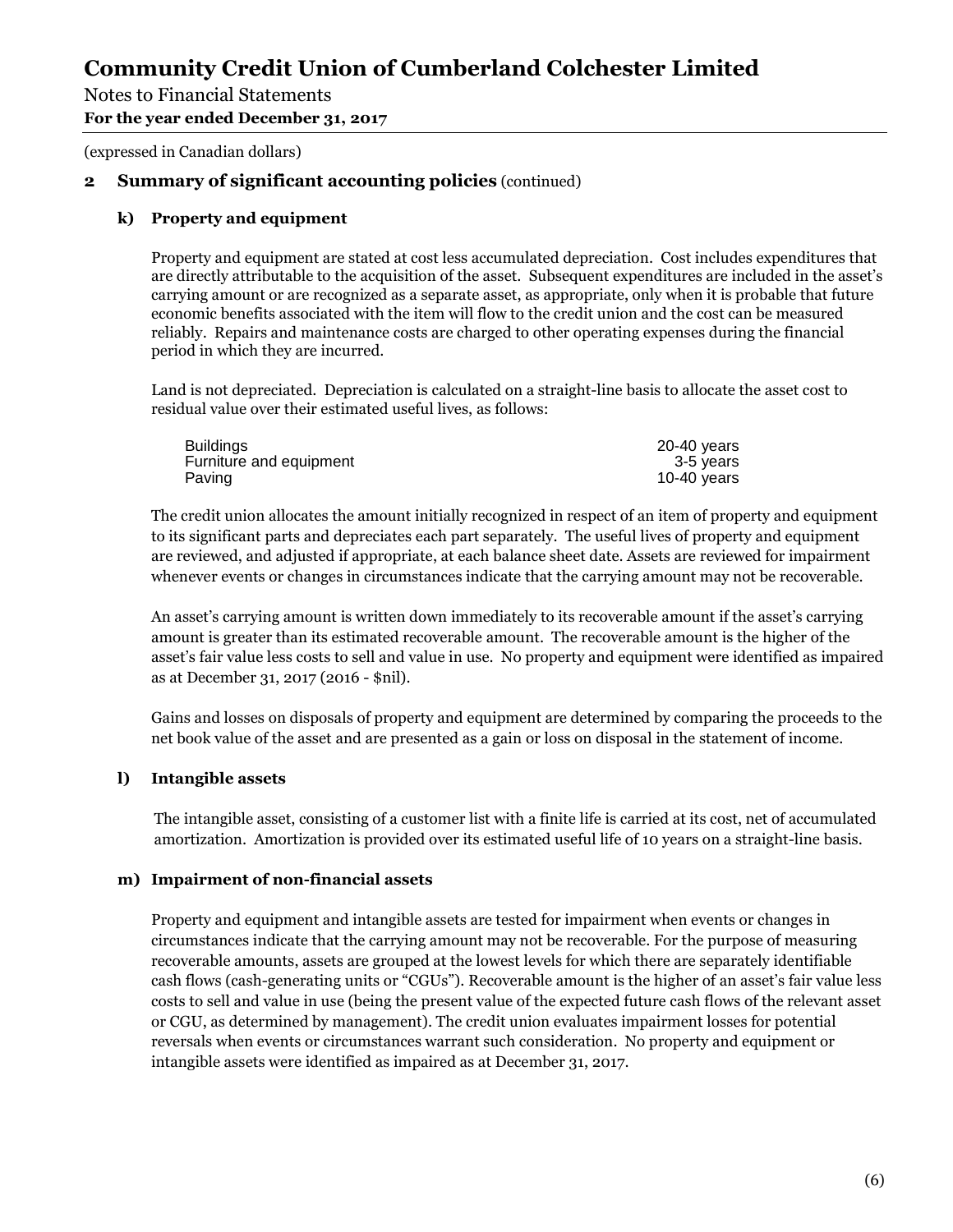# Community Credit Union of Cumberland Colchester Limited

Notes to Financial Statements

**For the year ended December 31, 2017**

(expressed in Canadian dollars)

## 2 Summary of significant accounting policies (continued)

### k) Property and equipment

Property and equipment are stated at cost less accumulated depreciation. Cost includes expenditures that are directly attributable to the acquisition of the asset. Subsequent expenditures are included in the asset's carrying amount or are recognized as a separate asset, as appropriate, only when it is probable that future economic benefits associated with the item will flow to the credit union and the cost can be measured reliably. Repairs and maintenance costs are charged to other operating expenses during the financial period in which they are incurred.

Land is not depreciated. Depreciation is calculated on a straight-line basis to allocate the asset cost to residual value over their estimated useful lives, as follows:

| | |
|---|---|
| Buildings | 20-40 years |
| Furniture and equipment | 3-5 years |
| Paving | 10-40 years |

The credit union allocates the amount initially recognized in respect of an item of property and equipment to its significant parts and depreciates each part separately. The useful lives of property and equipment are reviewed, and adjusted if appropriate, at each balance sheet date. Assets are reviewed for impairment whenever events or changes in circumstances indicate that the carrying amount may not be recoverable.

An asset's carrying amount is written down immediately to its recoverable amount if the asset's carrying amount is greater than its estimated recoverable amount. The recoverable amount is the higher of the asset's fair value less costs to sell and value in use. No property and equipment were identified as impaired as at December 31, 2017 (2016 - $nil).

Gains and losses on disposals of property and equipment are determined by comparing the proceeds to the net book value of the asset and are presented as a gain or loss on disposal in the statement of income.

### l) Intangible assets

The intangible asset, consisting of a customer list with a finite life is carried at its cost, net of accumulated amortization. Amortization is provided over its estimated useful life of 10 years on a straight-line basis.

### m) Impairment of non-financial assets

Property and equipment and intangible assets are tested for impairment when events or changes in circumstances indicate that the carrying amount may not be recoverable. For the purpose of measuring recoverable amounts, assets are grouped at the lowest levels for which there are separately identifiable cash flows (cash-generating units or "CGUs"). Recoverable amount is the higher of an asset's fair value less costs to sell and value in use (being the present value of the expected future cash flows of the relevant asset or CGU, as determined by management). The credit union evaluates impairment losses for potential reversals when events or circumstances warrant such consideration. No property and equipment or intangible assets were identified as impaired as at December 31, 2017.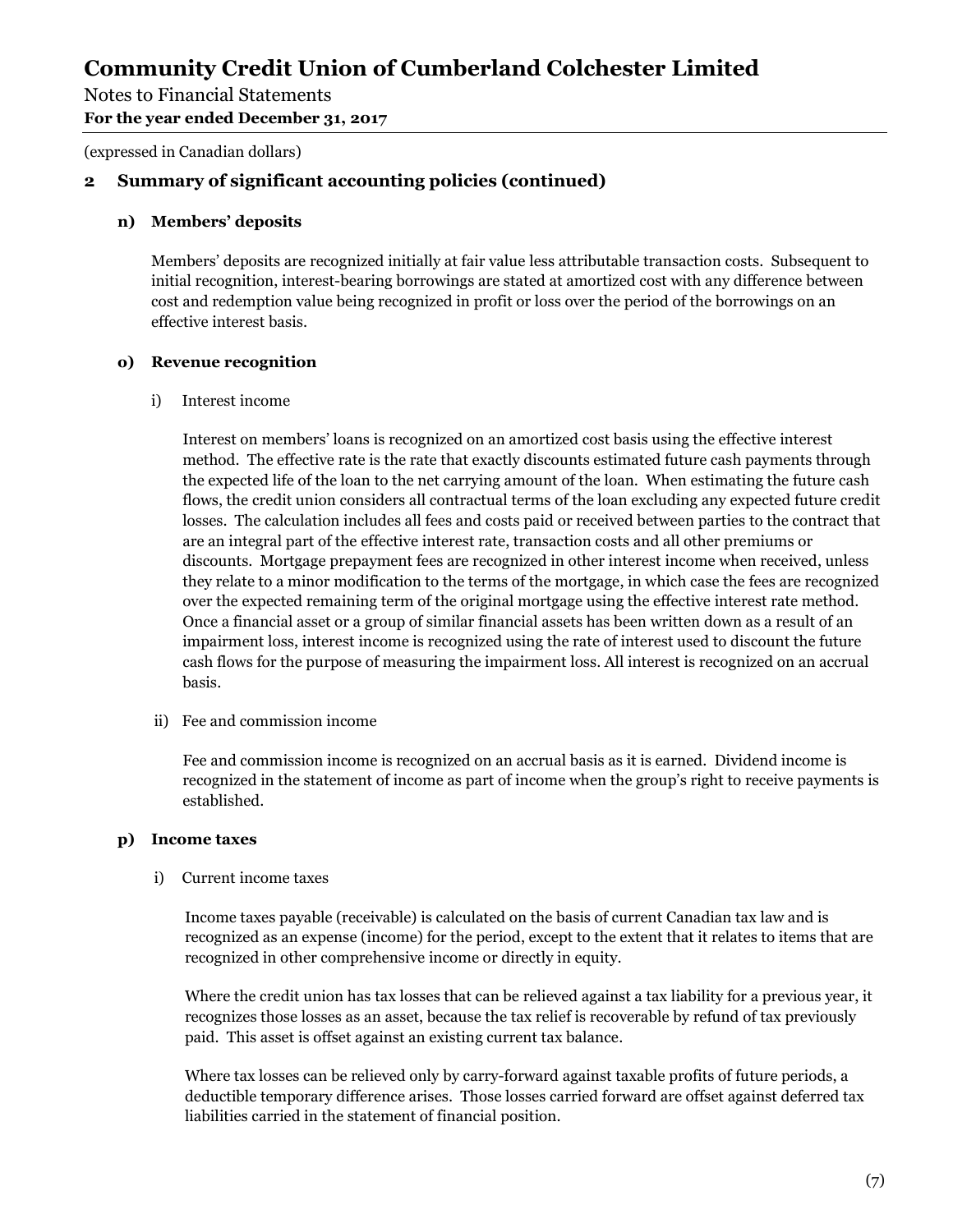(expressed in Canadian dollars)

## 2 Summary of significant accounting policies (continued)

### n) Members' deposits

Members' deposits are recognized initially at fair value less attributable transaction costs. Subsequent to initial recognition, interest-bearing borrowings are stated at amortized cost with any difference between cost and redemption value being recognized in profit or loss over the period of the borrowings on an effective interest basis.

### o) Revenue recognition

i) Interest income

Interest on members' loans is recognized on an amortized cost basis using the effective interest method. The effective rate is the rate that exactly discounts estimated future cash payments through the expected life of the loan to the net carrying amount of the loan. When estimating the future cash flows, the credit union considers all contractual terms of the loan excluding any expected future credit losses. The calculation includes all fees and costs paid or received between parties to the contract that are an integral part of the effective interest rate, transaction costs and all other premiums or discounts. Mortgage prepayment fees are recognized in other interest income when received, unless they relate to a minor modification to the terms of the mortgage, in which case the fees are recognized over the expected remaining term of the original mortgage using the effective interest rate method. Once a financial asset or a group of similar financial assets has been written down as a result of an impairment loss, interest income is recognized using the rate of interest used to discount the future cash flows for the purpose of measuring the impairment loss. All interest is recognized on an accrual basis.

ii) Fee and commission income

Fee and commission income is recognized on an accrual basis as it is earned. Dividend income is recognized in the statement of income as part of income when the group's right to receive payments is established.

### p) Income taxes

i) Current income taxes

Income taxes payable (receivable) is calculated on the basis of current Canadian tax law and is recognized as an expense (income) for the period, except to the extent that it relates to items that are recognized in other comprehensive income or directly in equity.

Where the credit union has tax losses that can be relieved against a tax liability for a previous year, it recognizes those losses as an asset, because the tax relief is recoverable by refund of tax previously paid. This asset is offset against an existing current tax balance.

Where tax losses can be relieved only by carry-forward against taxable profits of future periods, a deductible temporary difference arises. Those losses carried forward are offset against deferred tax liabilities carried in the statement of financial position.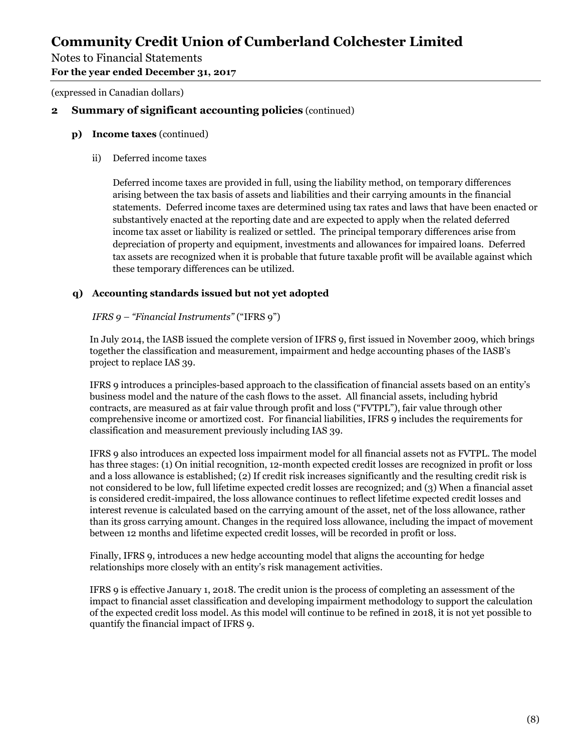(expressed in Canadian dollars)

## 2 Summary of significant accounting policies (continued)

### p) Income taxes (continued)

ii) Deferred income taxes

Deferred income taxes are provided in full, using the liability method, on temporary differences arising between the tax basis of assets and liabilities and their carrying amounts in the financial statements. Deferred income taxes are determined using tax rates and laws that have been enacted or substantively enacted at the reporting date and are expected to apply when the related deferred income tax asset or liability is realized or settled. The principal temporary differences arise from depreciation of property and equipment, investments and allowances for impaired loans. Deferred tax assets are recognized when it is probable that future taxable profit will be available against which these temporary differences can be utilized.

### q) Accounting standards issued but not yet adopted

*IFRS 9 – "Financial Instruments"* ("IFRS 9")

In July 2014, the IASB issued the complete version of IFRS 9, first issued in November 2009, which brings together the classification and measurement, impairment and hedge accounting phases of the IASB's project to replace IAS 39.

IFRS 9 introduces a principles-based approach to the classification of financial assets based on an entity's business model and the nature of the cash flows to the asset. All financial assets, including hybrid contracts, are measured as at fair value through profit and loss ("FVTPL"), fair value through other comprehensive income or amortized cost. For financial liabilities, IFRS 9 includes the requirements for classification and measurement previously including IAS 39.

IFRS 9 also introduces an expected loss impairment model for all financial assets not as FVTPL. The model has three stages: (1) On initial recognition, 12-month expected credit losses are recognized in profit or loss and a loss allowance is established; (2) If credit risk increases significantly and the resulting credit risk is not considered to be low, full lifetime expected credit losses are recognized; and (3) When a financial asset is considered credit-impaired, the loss allowance continues to reflect lifetime expected credit losses and interest revenue is calculated based on the carrying amount of the asset, net of the loss allowance, rather than its gross carrying amount. Changes in the required loss allowance, including the impact of movement between 12 months and lifetime expected credit losses, will be recorded in profit or loss.

Finally, IFRS 9, introduces a new hedge accounting model that aligns the accounting for hedge relationships more closely with an entity's risk management activities.

IFRS 9 is effective January 1, 2018. The credit union is the process of completing an assessment of the impact to financial asset classification and developing impairment methodology to support the calculation of the expected credit loss model. As this model will continue to be refined in 2018, it is not yet possible to quantify the financial impact of IFRS 9.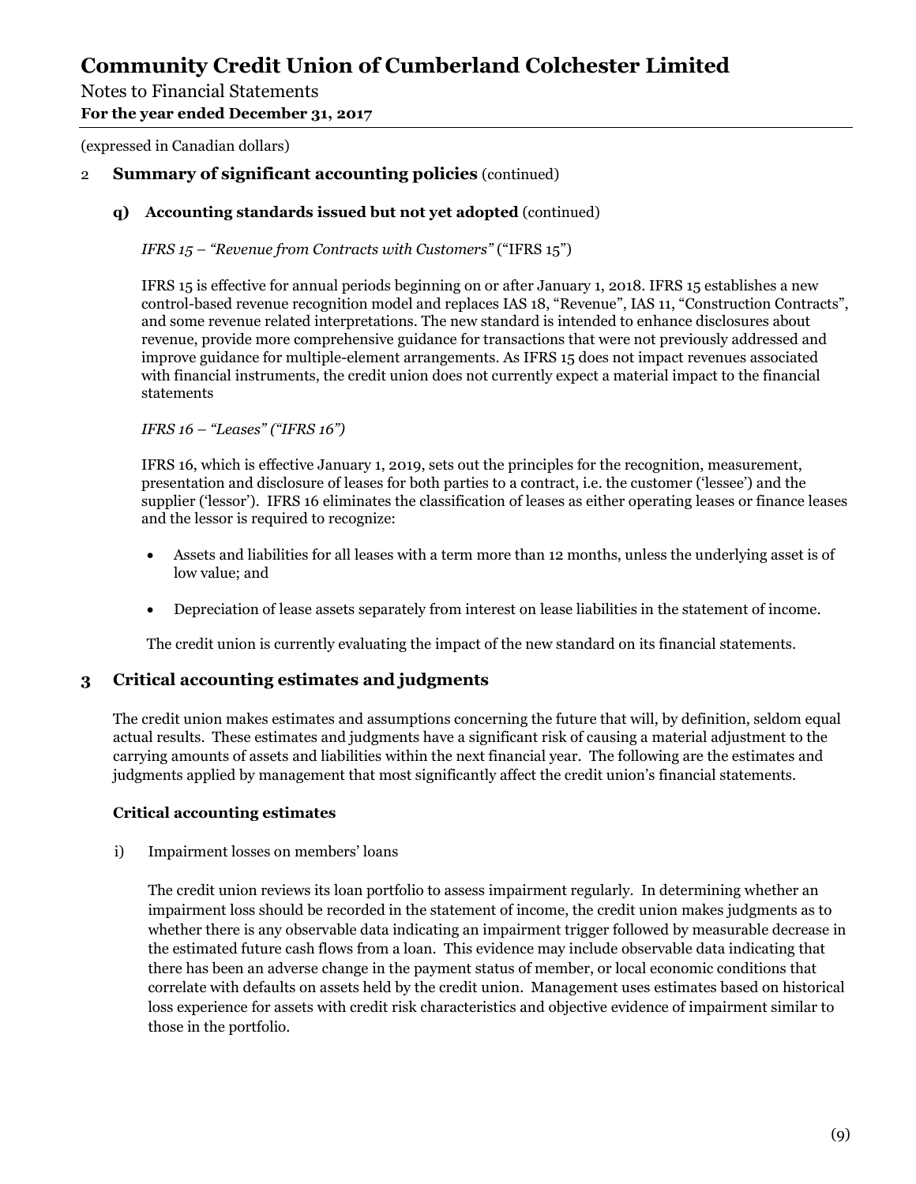# Community Credit Union of Cumberland Colchester Limited

Notes to Financial Statements
**For the year ended December 31, 2017**

(expressed in Canadian dollars)

## 2 Summary of significant accounting policies (continued)

### q) Accounting standards issued but not yet adopted (continued)

*IFRS 15 – "Revenue from Contracts with Customers"* ("IFRS 15")

IFRS 15 is effective for annual periods beginning on or after January 1, 2018. IFRS 15 establishes a new control-based revenue recognition model and replaces IAS 18, "Revenue", IAS 11, "Construction Contracts", and some revenue related interpretations. The new standard is intended to enhance disclosures about revenue, provide more comprehensive guidance for transactions that were not previously addressed and improve guidance for multiple-element arrangements. As IFRS 15 does not impact revenues associated with financial instruments, the credit union does not currently expect a material impact to the financial statements

*IFRS 16 – "Leases" ("IFRS 16")*

IFRS 16, which is effective January 1, 2019, sets out the principles for the recognition, measurement, presentation and disclosure of leases for both parties to a contract, i.e. the customer ('lessee') and the supplier ('lessor'). IFRS 16 eliminates the classification of leases as either operating leases or finance leases and the lessor is required to recognize:

- Assets and liabilities for all leases with a term more than 12 months, unless the underlying asset is of low value; and
- Depreciation of lease assets separately from interest on lease liabilities in the statement of income.

The credit union is currently evaluating the impact of the new standard on its financial statements.

## 3 Critical accounting estimates and judgments

The credit union makes estimates and assumptions concerning the future that will, by definition, seldom equal actual results. These estimates and judgments have a significant risk of causing a material adjustment to the carrying amounts of assets and liabilities within the next financial year. The following are the estimates and judgments applied by management that most significantly affect the credit union's financial statements.

**Critical accounting estimates**

i) Impairment losses on members' loans

The credit union reviews its loan portfolio to assess impairment regularly. In determining whether an impairment loss should be recorded in the statement of income, the credit union makes judgments as to whether there is any observable data indicating an impairment trigger followed by measurable decrease in the estimated future cash flows from a loan. This evidence may include observable data indicating that there has been an adverse change in the payment status of member, or local economic conditions that correlate with defaults on assets held by the credit union. Management uses estimates based on historical loss experience for assets with credit risk characteristics and objective evidence of impairment similar to those in the portfolio.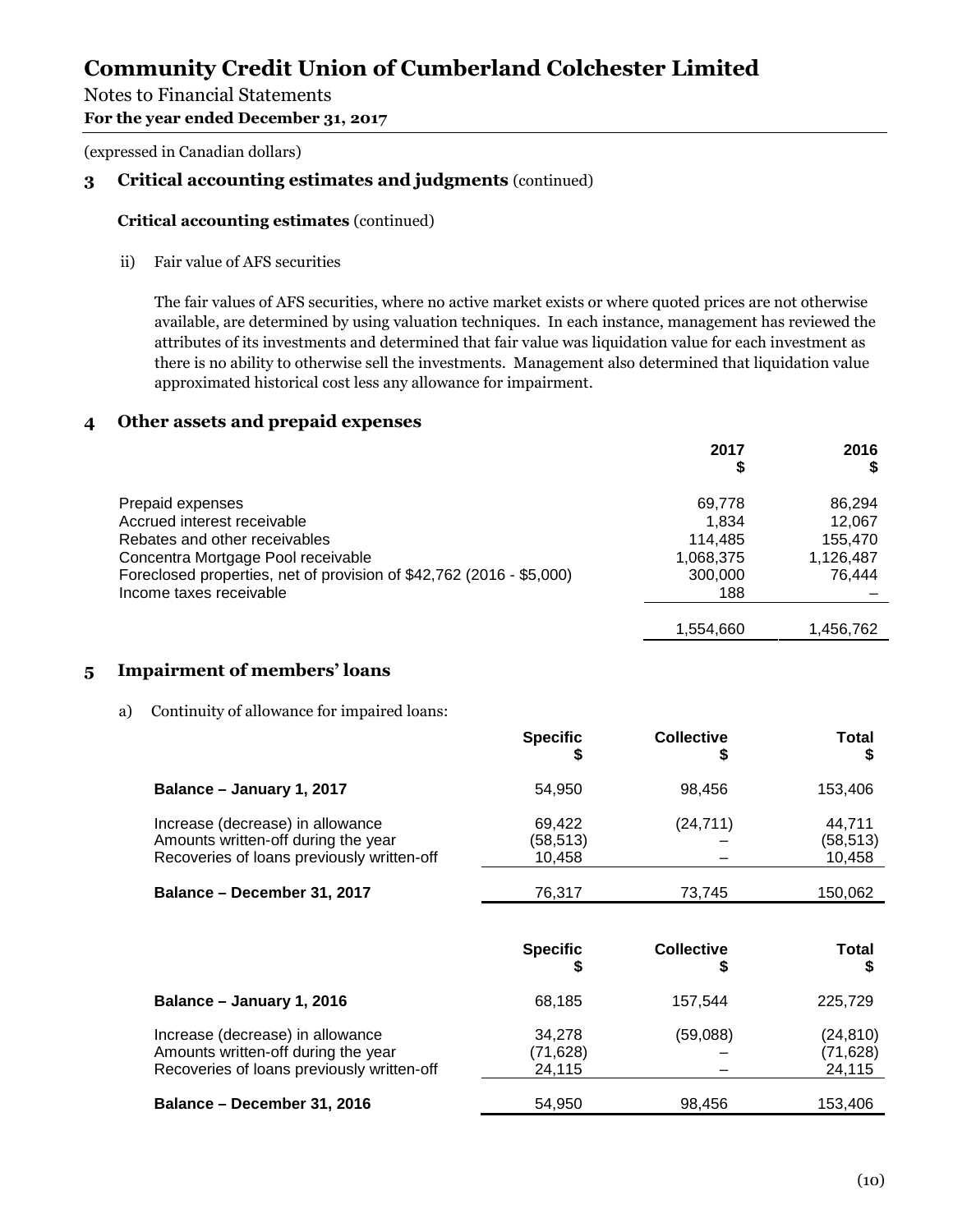# Community Credit Union of Cumberland Colchester Limited

Notes to Financial Statements
**For the year ended December 31, 2017**

(expressed in Canadian dollars)

## 3 Critical accounting estimates and judgments (continued)

### Critical accounting estimates (continued)

ii) Fair value of AFS securities

The fair values of AFS securities, where no active market exists or where quoted prices are not otherwise available, are determined by using valuation techniques. In each instance, management has reviewed the attributes of its investments and determined that fair value was liquidation value for each investment as there is no ability to otherwise sell the investments. Management also determined that liquidation value approximated historical cost less any allowance for impairment.

## 4 Other assets and prepaid expenses

| | 2017 $ | 2016 $ |
|---|---:|---:|
| Prepaid expenses | 69,778 | 86,294 |
| Accrued interest receivable | 1,834 | 12,067 |
| Rebates and other receivables | 114,485 | 155,470 |
| Concentra Mortgage Pool receivable | 1,068,375 | 1,126,487 |
| Foreclosed properties, net of provision of $42,762 (2016 - $5,000) | 300,000 | 76,444 |
| Income taxes receivable | 188 | – |
| | 1,554,660 | 1,456,762 |

## 5 Impairment of members' loans

a) Continuity of allowance for impaired loans:

| | Specific $ | Collective $ | Total $ |
|---|---:|---:|---:|
| **Balance – January 1, 2017** | 54,950 | 98,456 | 153,406 |
| Increase (decrease) in allowance | 69,422 | (24,711) | 44,711 |
| Amounts written-off during the year | (58,513) | – | (58,513) |
| Recoveries of loans previously written-off | 10,458 | – | 10,458 |
| **Balance – December 31, 2017** | 76,317 | 73,745 | 150,062 |

| | Specific $ | Collective $ | Total $ |
|---|---:|---:|---:|
| **Balance – January 1, 2016** | 68,185 | 157,544 | 225,729 |
| Increase (decrease) in allowance | 34,278 | (59,088) | (24,810) |
| Amounts written-off during the year | (71,628) | – | (71,628) |
| Recoveries of loans previously written-off | 24,115 | – | 24,115 |
| **Balance – December 31, 2016** | 54,950 | 98,456 | 153,406 |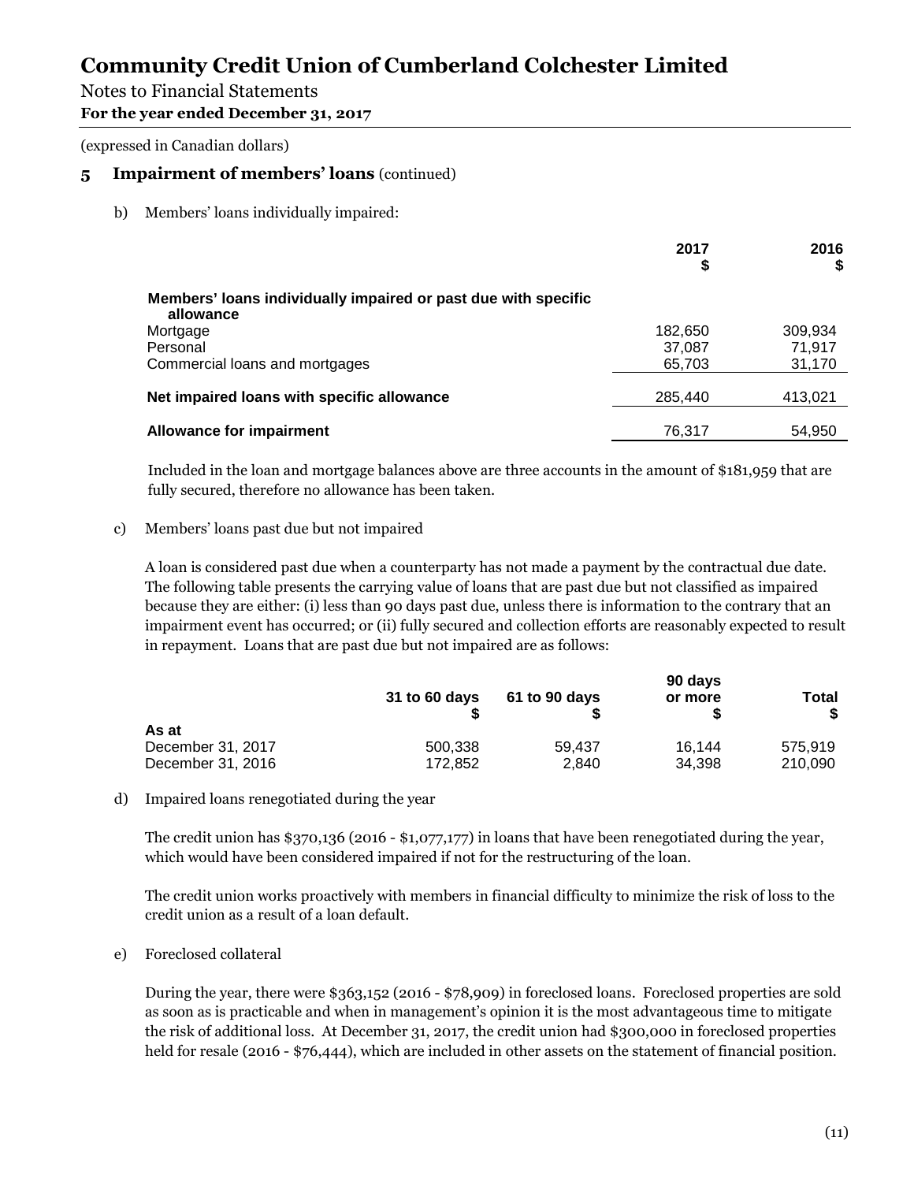# Community Credit Union of Cumberland Colchester Limited

Notes to Financial Statements
**For the year ended December 31, 2017**

(expressed in Canadian dollars)

## 5 Impairment of members' loans (continued)

b) Members' loans individually impaired:

| | 2017 $ | 2016 $ |
|---|---|---|
| **Members' loans individually impaired or past due with specific allowance** | | |
| Mortgage | 182,650 | 309,934 |
| Personal | 37,087 | 71,917 |
| Commercial loans and mortgages | 65,703 | 31,170 |
| **Net impaired loans with specific allowance** | 285,440 | 413,021 |
| **Allowance for impairment** | 76,317 | 54,950 |

Included in the loan and mortgage balances above are three accounts in the amount of $181,959 that are fully secured, therefore no allowance has been taken.

c) Members' loans past due but not impaired

A loan is considered past due when a counterparty has not made a payment by the contractual due date. The following table presents the carrying value of loans that are past due but not classified as impaired because they are either: (i) less than 90 days past due, unless there is information to the contrary that an impairment event has occurred; or (ii) fully secured and collection efforts are reasonably expected to result in repayment. Loans that are past due but not impaired are as follows:

| | 31 to 60 days $ | 61 to 90 days $ | 90 days or more $ | Total $ |
|---|---|---|---|---|
| **As at** | | | | |
| December 31, 2017 | 500,338 | 59,437 | 16,144 | 575,919 |
| December 31, 2016 | 172,852 | 2,840 | 34,398 | 210,090 |

d) Impaired loans renegotiated during the year

The credit union has $370,136 (2016 - $1,077,177) in loans that have been renegotiated during the year, which would have been considered impaired if not for the restructuring of the loan.

The credit union works proactively with members in financial difficulty to minimize the risk of loss to the credit union as a result of a loan default.

e) Foreclosed collateral

During the year, there were $363,152 (2016 - $78,909) in foreclosed loans. Foreclosed properties are sold as soon as is practicable and when in management's opinion it is the most advantageous time to mitigate the risk of additional loss. At December 31, 2017, the credit union had $300,000 in foreclosed properties held for resale (2016 - $76,444), which are included in other assets on the statement of financial position.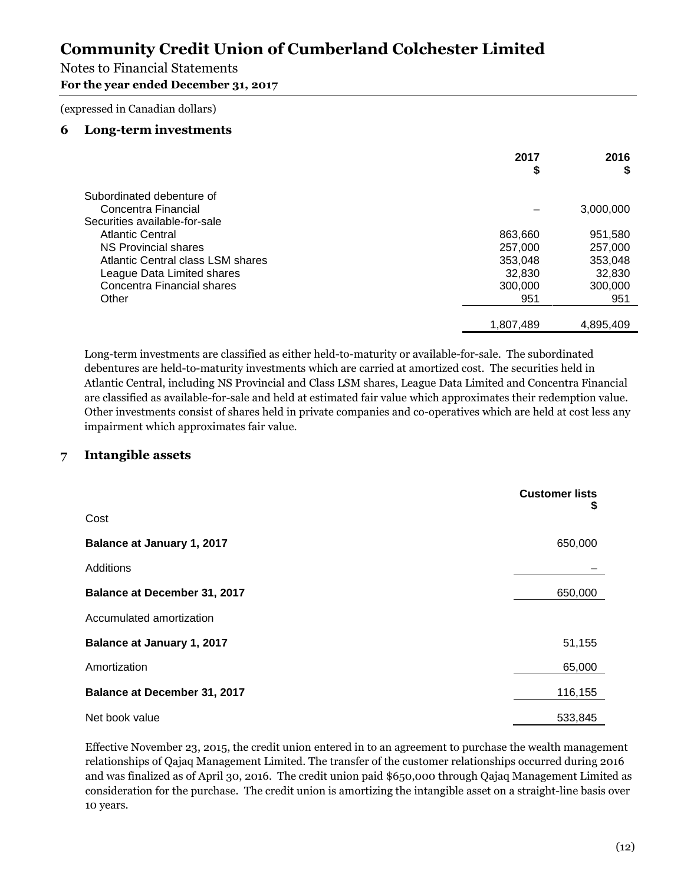# Community Credit Union of Cumberland Colchester Limited

Notes to Financial Statements
**For the year ended December 31, 2017**

(expressed in Canadian dollars)

## 6 Long-term investments

| | 2017<br>$ | 2016<br>$ |
|---|---|---|
| Subordinated debenture of | | |
| Concentra Financial | – | 3,000,000 |
| Securities available-for-sale | | |
| Atlantic Central | 863,660 | 951,580 |
| NS Provincial shares | 257,000 | 257,000 |
| Atlantic Central class LSM shares | 353,048 | 353,048 |
| League Data Limited shares | 32,830 | 32,830 |
| Concentra Financial shares | 300,000 | 300,000 |
| Other | 951 | 951 |
| | 1,807,489 | 4,895,409 |

Long-term investments are classified as either held-to-maturity or available-for-sale. The subordinated debentures are held-to-maturity investments which are carried at amortized cost. The securities held in Atlantic Central, including NS Provincial and Class LSM shares, League Data Limited and Concentra Financial are classified as available-for-sale and held at estimated fair value which approximates their redemption value. Other investments consist of shares held in private companies and co-operatives which are held at cost less any impairment which approximates fair value.

## 7 Intangible assets

| | Customer lists<br>$ |
|---|---|
| Cost | |
| **Balance at January 1, 2017** | 650,000 |
| Additions | – |
| **Balance at December 31, 2017** | 650,000 |
| Accumulated amortization | |
| **Balance at January 1, 2017** | 51,155 |
| Amortization | 65,000 |
| **Balance at December 31, 2017** | 116,155 |
| Net book value | 533,845 |

Effective November 23, 2015, the credit union entered in to an agreement to purchase the wealth management relationships of Qajaq Management Limited. The transfer of the customer relationships occurred during 2016 and was finalized as of April 30, 2016. The credit union paid $650,000 through Qajaq Management Limited as consideration for the purchase. The credit union is amortizing the intangible asset on a straight-line basis over 10 years.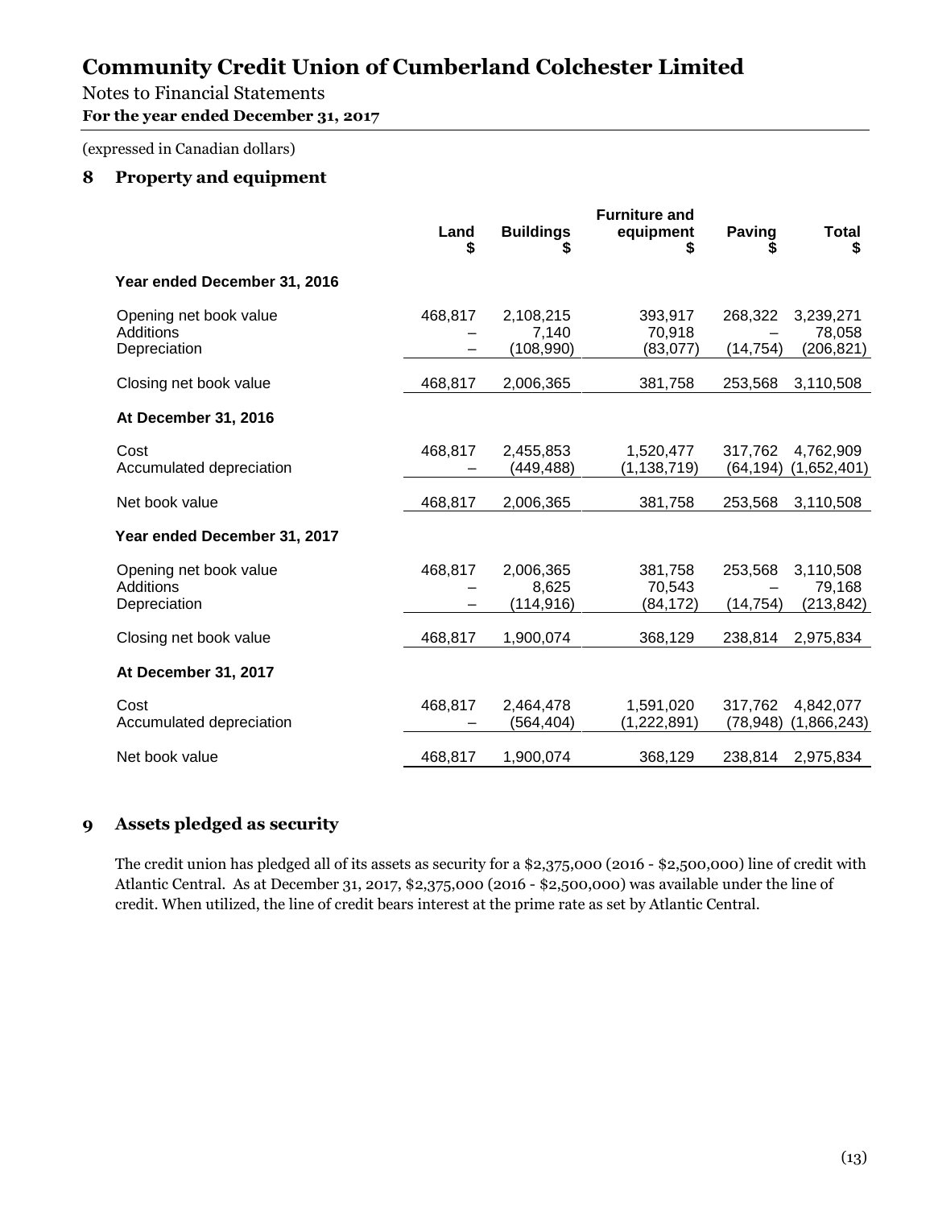# Community Credit Union of Cumberland Colchester Limited

Notes to Financial Statements
**For the year ended December 31, 2017**

(expressed in Canadian dollars)

## 8 Property and equipment

| | Land $ | Buildings $ | Furniture and equipment $ | Paving $ | Total $ |
|---|---|---|---|---|---|
| **Year ended December 31, 2016** | | | | | |
| Opening net book value | 468,817 | 2,108,215 | 393,917 | 268,322 | 3,239,271 |
| Additions | – | 7,140 | 70,918 | – | 78,058 |
| Depreciation | – | (108,990) | (83,077) | (14,754) | (206,821) |
| Closing net book value | 468,817 | 2,006,365 | 381,758 | 253,568 | 3,110,508 |
| **At December 31, 2016** | | | | | |
| Cost | 468,817 | 2,455,853 | 1,520,477 | 317,762 | 4,762,909 |
| Accumulated depreciation | – | (449,488) | (1,138,719) | (64,194) | (1,652,401) |
| Net book value | 468,817 | 2,006,365 | 381,758 | 253,568 | 3,110,508 |
| **Year ended December 31, 2017** | | | | | |
| Opening net book value | 468,817 | 2,006,365 | 381,758 | 253,568 | 3,110,508 |
| Additions | – | 8,625 | 70,543 | – | 79,168 |
| Depreciation | – | (114,916) | (84,172) | (14,754) | (213,842) |
| Closing net book value | 468,817 | 1,900,074 | 368,129 | 238,814 | 2,975,834 |
| **At December 31, 2017** | | | | | |
| Cost | 468,817 | 2,464,478 | 1,591,020 | 317,762 | 4,842,077 |
| Accumulated depreciation | – | (564,404) | (1,222,891) | (78,948) | (1,866,243) |
| Net book value | 468,817 | 1,900,074 | 368,129 | 238,814 | 2,975,834 |

## 9 Assets pledged as security

The credit union has pledged all of its assets as security for a $2,375,000 (2016 - $2,500,000) line of credit with Atlantic Central. As at December 31, 2017, $2,375,000 (2016 - $2,500,000) was available under the line of credit. When utilized, the line of credit bears interest at the prime rate as set by Atlantic Central.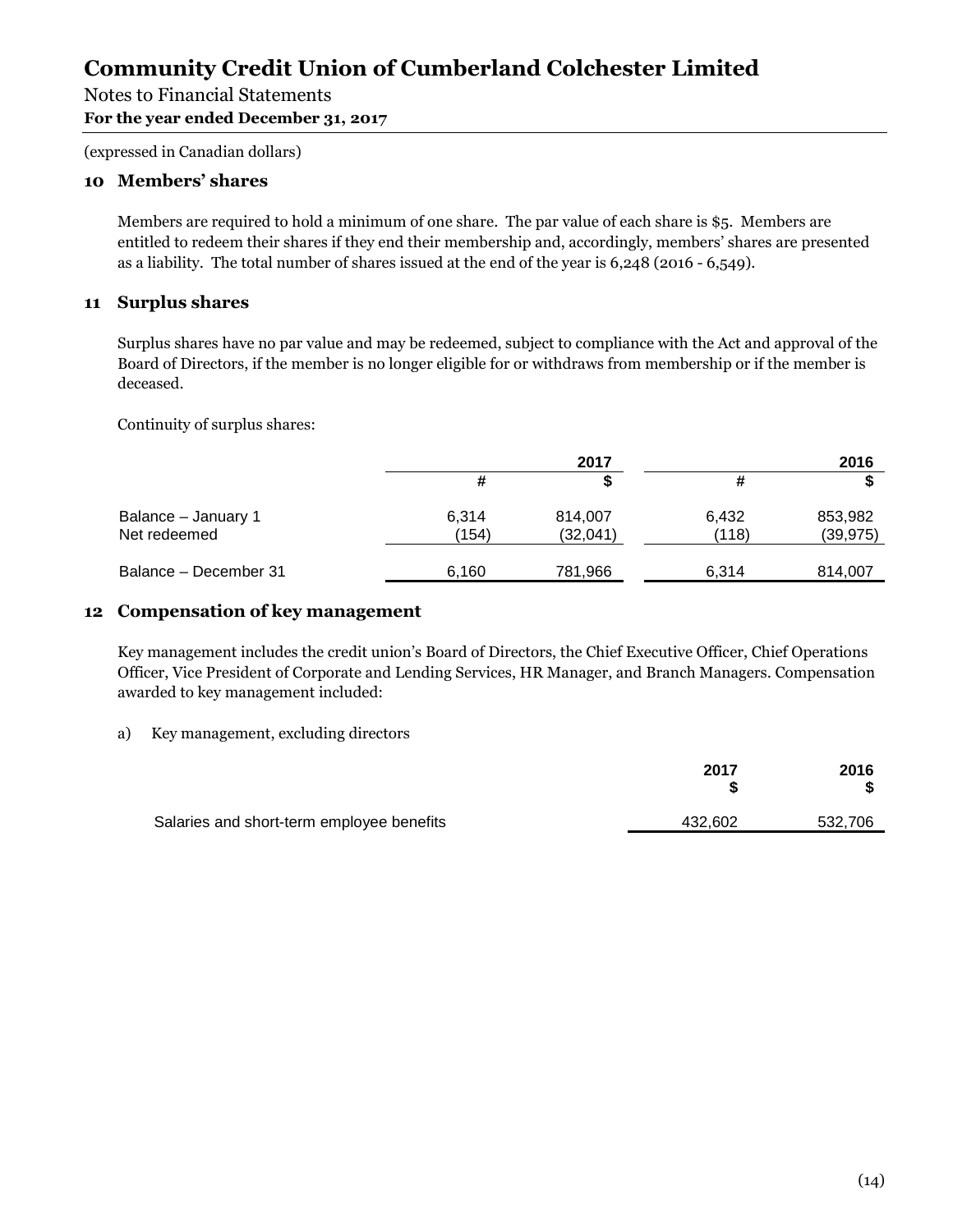# Community Credit Union of Cumberland Colchester Limited

Notes to Financial Statements

**For the year ended December 31, 2017**

(expressed in Canadian dollars)

## 10 Members' shares

Members are required to hold a minimum of one share. The par value of each share is $5. Members are entitled to redeem their shares if they end their membership and, accordingly, members' shares are presented as a liability. The total number of shares issued at the end of the year is 6,248 (2016 - 6,549).

## 11 Surplus shares

Surplus shares have no par value and may be redeemed, subject to compliance with the Act and approval of the Board of Directors, if the member is no longer eligible for or withdraws from membership or if the member is deceased.

Continuity of surplus shares:

| | 2017 | | 2016 | |
|---|---|---|---|---|
| | # | $ | # | $ |
| Balance – January 1 | 6,314 | 814,007 | 6,432 | 853,982 |
| Net redeemed | (154) | (32,041) | (118) | (39,975) |
| Balance – December 31 | 6,160 | 781,966 | 6,314 | 814,007 |

## 12 Compensation of key management

Key management includes the credit union's Board of Directors, the Chief Executive Officer, Chief Operations Officer, Vice President of Corporate and Lending Services, HR Manager, and Branch Managers. Compensation awarded to key management included:

a) Key management, excluding directors

| | 2017<br>$ | 2016<br>$ |
|---|---|---|
| Salaries and short-term employee benefits | 432,602 | 532,706 |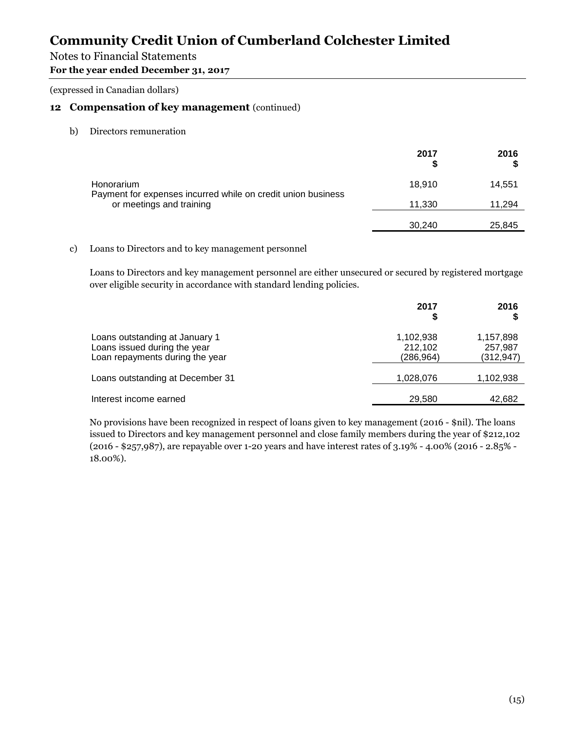# Community Credit Union of Cumberland Colchester Limited

Notes to Financial Statements

**For the year ended December 31, 2017**

(expressed in Canadian dollars)

## 12 Compensation of key management (continued)

b) Directors remuneration

| | 2017 $ | 2016 $ |
|---|---|---|
| Honorarium | 18,910 | 14,551 |
| Payment for expenses incurred while on credit union business or meetings and training | 11,330 | 11,294 |
| | 30,240 | 25,845 |

c) Loans to Directors and to key management personnel

Loans to Directors and key management personnel are either unsecured or secured by registered mortgage over eligible security in accordance with standard lending policies.

| | 2017 $ | 2016 $ |
|---|---|---|
| Loans outstanding at January 1 | 1,102,938 | 1,157,898 |
| Loans issued during the year | 212,102 | 257,987 |
| Loan repayments during the year | (286,964) | (312,947) |
| Loans outstanding at December 31 | 1,028,076 | 1,102,938 |
| Interest income earned | 29,580 | 42,682 |

No provisions have been recognized in respect of loans given to key management (2016 - $nil). The loans issued to Directors and key management personnel and close family members during the year of $212,102 (2016 - $257,987), are repayable over 1-20 years and have interest rates of 3.19% - 4.00% (2016 - 2.85% - 18.00%).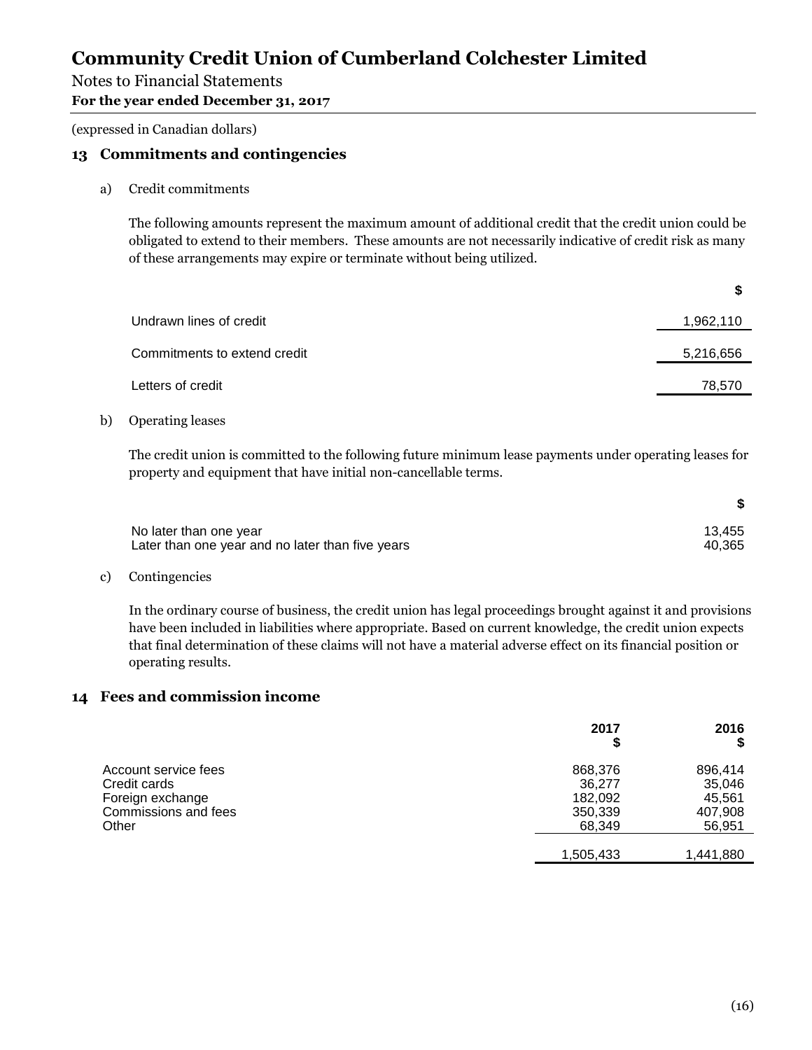# Community Credit Union of Cumberland Colchester Limited

Notes to Financial Statements

**For the year ended December 31, 2017**

(expressed in Canadian dollars)

## 13 Commitments and contingencies

a) Credit commitments

The following amounts represent the maximum amount of additional credit that the credit union could be obligated to extend to their members. These amounts are not necessarily indicative of credit risk as many of these arrangements may expire or terminate without being utilized.

| | $ |
|---|---|
| Undrawn lines of credit | 1,962,110 |
| Commitments to extend credit | 5,216,656 |
| Letters of credit | 78,570 |

b) Operating leases

The credit union is committed to the following future minimum lease payments under operating leases for property and equipment that have initial non-cancellable terms.

| | $ |
|---|---|
| No later than one year | 13,455 |
| Later than one year and no later than five years | 40,365 |

c) Contingencies

In the ordinary course of business, the credit union has legal proceedings brought against it and provisions have been included in liabilities where appropriate. Based on current knowledge, the credit union expects that final determination of these claims will not have a material adverse effect on its financial position or operating results.

## 14 Fees and commission income

| | 2017 $ | 2016 $ |
|---|---|---|
| Account service fees | 868,376 | 896,414 |
| Credit cards | 36,277 | 35,046 |
| Foreign exchange | 182,092 | 45,561 |
| Commissions and fees | 350,339 | 407,908 |
| Other | 68,349 | 56,951 |
| | 1,505,433 | 1,441,880 |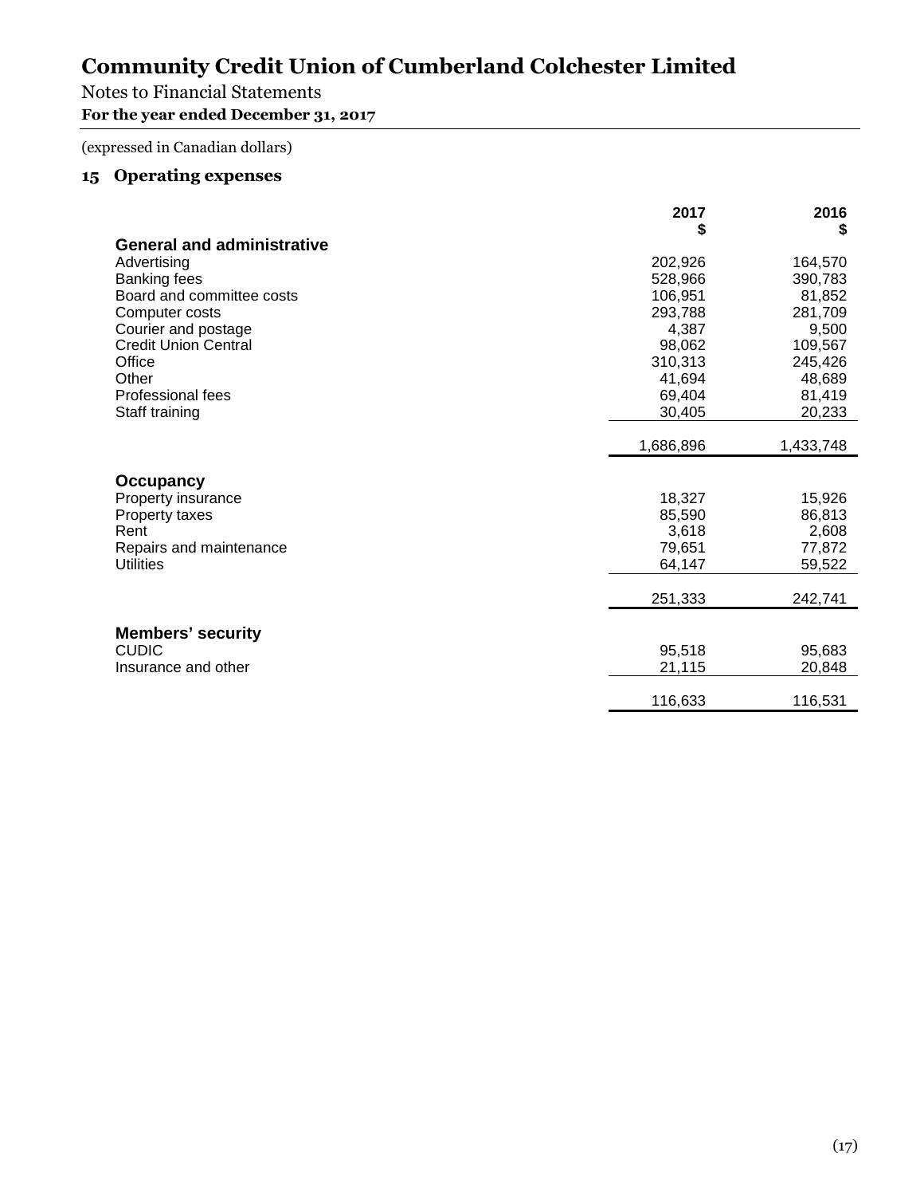# Community Credit Union of Cumberland Colchester Limited

Notes to Financial Statements

**For the year ended December 31, 2017**

(expressed in Canadian dollars)

## 15 Operating expenses

| | 2017<br>$ | 2016<br>$ |
|---|---:|---:|
| **General and administrative** | | |
| Advertising | 202,926 | 164,570 |
| Banking fees | 528,966 | 390,783 |
| Board and committee costs | 106,951 | 81,852 |
| Computer costs | 293,788 | 281,709 |
| Courier and postage | 4,387 | 9,500 |
| Credit Union Central | 98,062 | 109,567 |
| Office | 310,313 | 245,426 |
| Other | 41,694 | 48,689 |
| Professional fees | 69,404 | 81,419 |
| Staff training | 30,405 | 20,233 |
| | 1,686,896 | 1,433,748 |
| **Occupancy** | | |
| Property insurance | 18,327 | 15,926 |
| Property taxes | 85,590 | 86,813 |
| Rent | 3,618 | 2,608 |
| Repairs and maintenance | 79,651 | 77,872 |
| Utilities | 64,147 | 59,522 |
| | 251,333 | 242,741 |
| **Members' security** | | |
| CUDIC | 95,518 | 95,683 |
| Insurance and other | 21,115 | 20,848 |
| | 116,633 | 116,531 |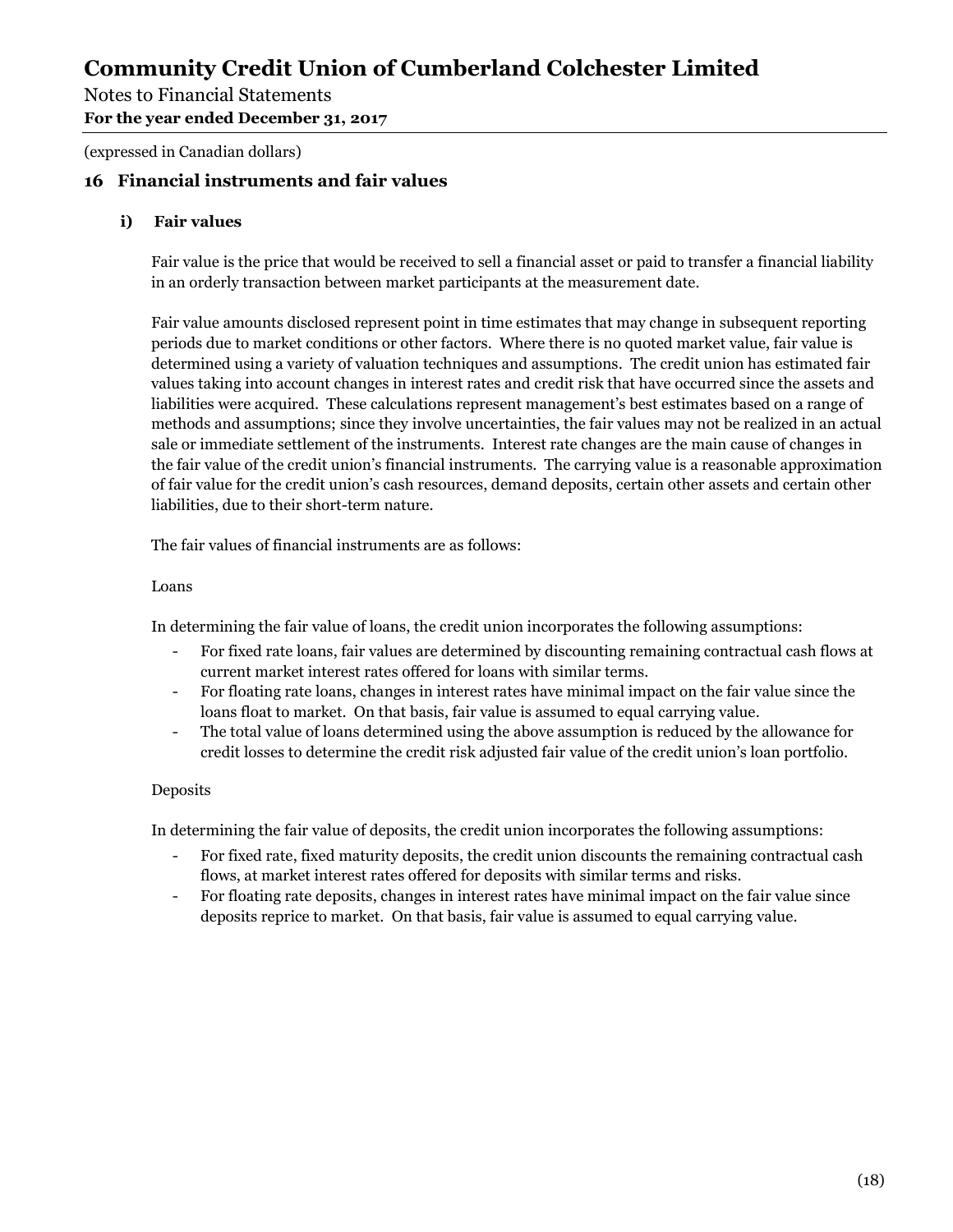# Community Credit Union of Cumberland Colchester Limited

Notes to Financial Statements
**For the year ended December 31, 2017**

(expressed in Canadian dollars)

## 16 Financial instruments and fair values

### i) Fair values

Fair value is the price that would be received to sell a financial asset or paid to transfer a financial liability in an orderly transaction between market participants at the measurement date.

Fair value amounts disclosed represent point in time estimates that may change in subsequent reporting periods due to market conditions or other factors. Where there is no quoted market value, fair value is determined using a variety of valuation techniques and assumptions. The credit union has estimated fair values taking into account changes in interest rates and credit risk that have occurred since the assets and liabilities were acquired. These calculations represent management's best estimates based on a range of methods and assumptions; since they involve uncertainties, the fair values may not be realized in an actual sale or immediate settlement of the instruments. Interest rate changes are the main cause of changes in the fair value of the credit union's financial instruments. The carrying value is a reasonable approximation of fair value for the credit union's cash resources, demand deposits, certain other assets and certain other liabilities, due to their short-term nature.

The fair values of financial instruments are as follows:

Loans

In determining the fair value of loans, the credit union incorporates the following assumptions:

- For fixed rate loans, fair values are determined by discounting remaining contractual cash flows at current market interest rates offered for loans with similar terms.
- For floating rate loans, changes in interest rates have minimal impact on the fair value since the loans float to market. On that basis, fair value is assumed to equal carrying value.
- The total value of loans determined using the above assumption is reduced by the allowance for credit losses to determine the credit risk adjusted fair value of the credit union's loan portfolio.

Deposits

In determining the fair value of deposits, the credit union incorporates the following assumptions:

- For fixed rate, fixed maturity deposits, the credit union discounts the remaining contractual cash flows, at market interest rates offered for deposits with similar terms and risks.
- For floating rate deposits, changes in interest rates have minimal impact on the fair value since deposits reprice to market. On that basis, fair value is assumed to equal carrying value.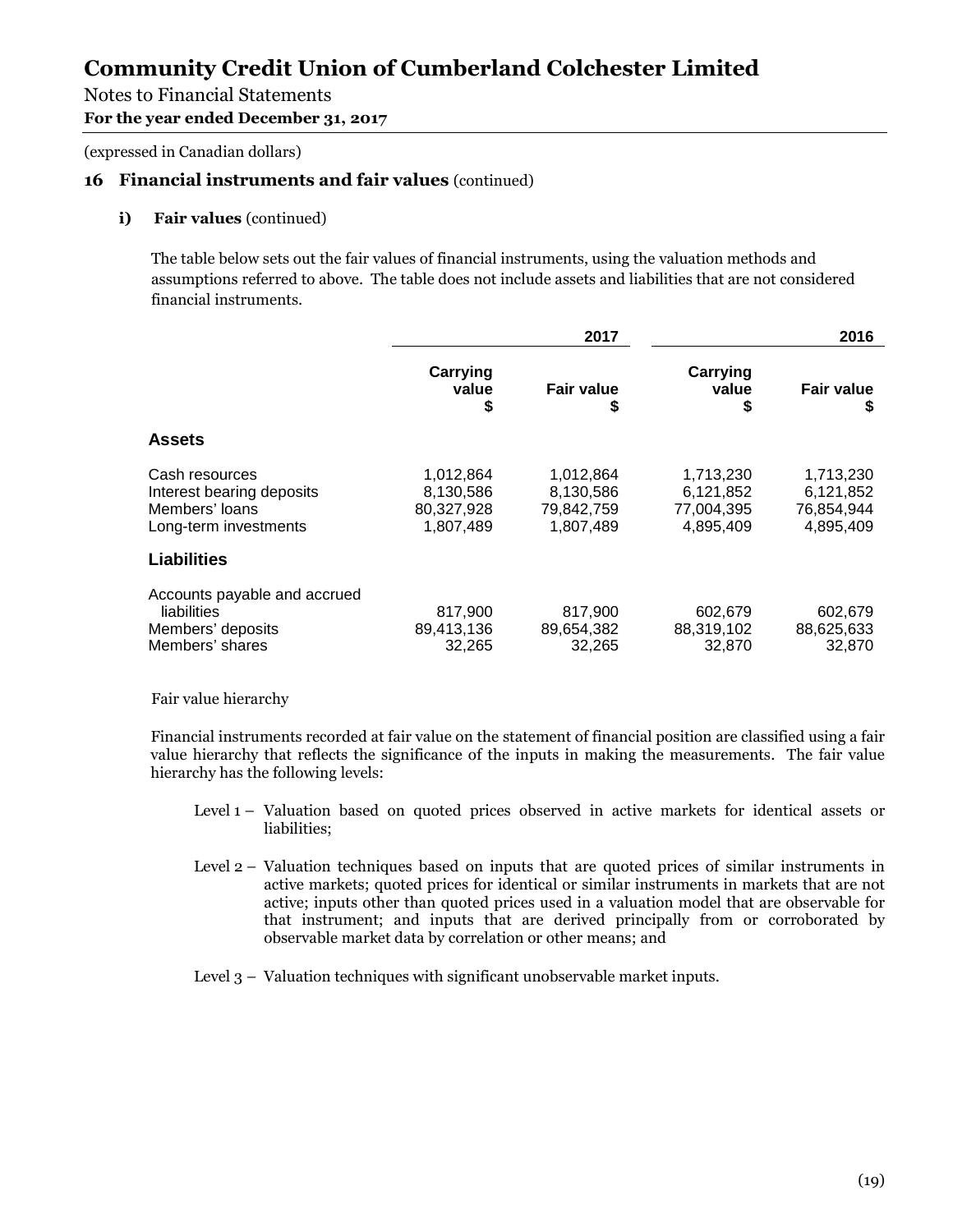# Community Credit Union of Cumberland Colchester Limited

Notes to Financial Statements
**For the year ended December 31, 2017**

(expressed in Canadian dollars)

## 16 Financial instruments and fair values (continued)

### i) Fair values (continued)

The table below sets out the fair values of financial instruments, using the valuation methods and assumptions referred to above. The table does not include assets and liabilities that are not considered financial instruments.

| | 2017 | | 2016 | |
|---|---|---|---|---|
| | Carrying value $ | Fair value $ | Carrying value $ | Fair value $ |
| **Assets** | | | | |
| Cash resources | 1,012,864 | 1,012,864 | 1,713,230 | 1,713,230 |
| Interest bearing deposits | 8,130,586 | 8,130,586 | 6,121,852 | 6,121,852 |
| Members' loans | 80,327,928 | 79,842,759 | 77,004,395 | 76,854,944 |
| Long-term investments | 1,807,489 | 1,807,489 | 4,895,409 | 4,895,409 |
| **Liabilities** | | | | |
| Accounts payable and accrued liabilities | 817,900 | 817,900 | 602,679 | 602,679 |
| Members' deposits | 89,413,136 | 89,654,382 | 88,319,102 | 88,625,633 |
| Members' shares | 32,265 | 32,265 | 32,870 | 32,870 |

Fair value hierarchy

Financial instruments recorded at fair value on the statement of financial position are classified using a fair value hierarchy that reflects the significance of the inputs in making the measurements. The fair value hierarchy has the following levels:

- Level 1 – Valuation based on quoted prices observed in active markets for identical assets or liabilities;
- Level 2 – Valuation techniques based on inputs that are quoted prices of similar instruments in active markets; quoted prices for identical or similar instruments in markets that are not active; inputs other than quoted prices used in a valuation model that are observable for that instrument; and inputs that are derived principally from or corroborated by observable market data by correlation or other means; and
- Level 3 – Valuation techniques with significant unobservable market inputs.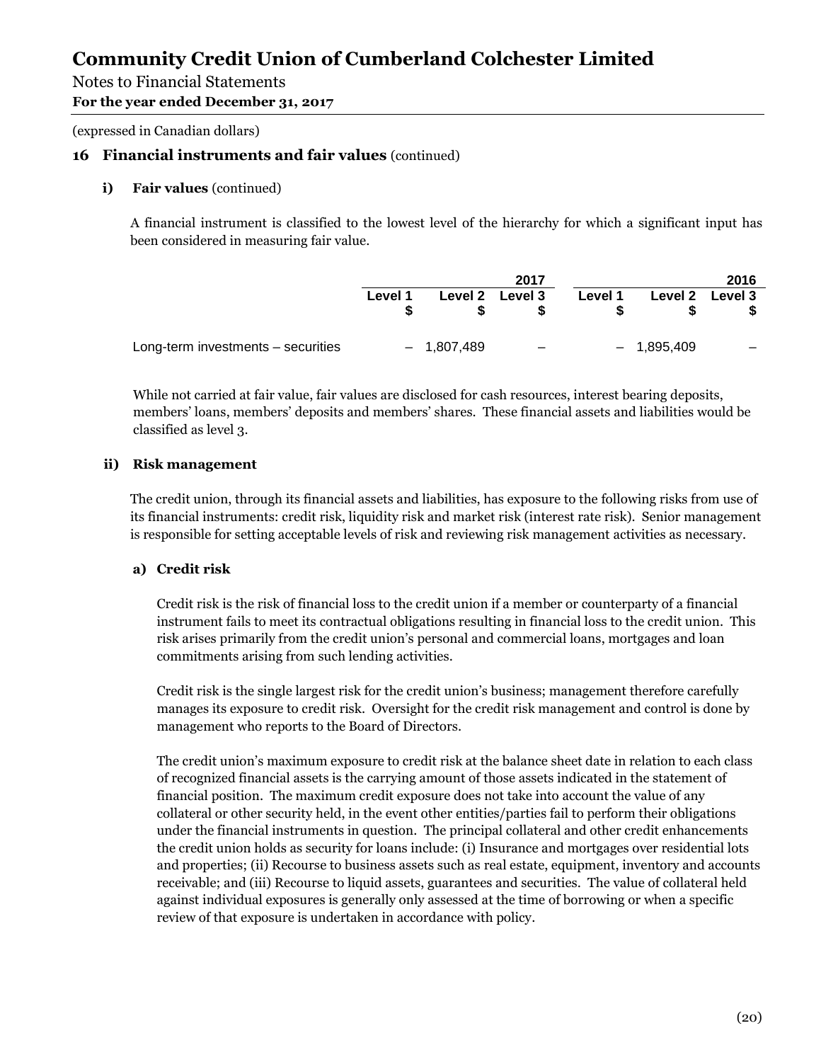(expressed in Canadian dollars)

## 16 Financial instruments and fair values (continued)

### i) Fair values (continued)

A financial instrument is classified to the lowest level of the hierarchy for which a significant input has been considered in measuring fair value.

| | 2017 | | | 2016 | | |
|---|---|---|---|---|---|---|
| | Level 1 $ | Level 2 $ | Level 3 $ | Level 1 $ | Level 2 $ | Level 3 $ |
| Long-term investments – securities | – | 1,807,489 | – | – | 1,895,409 | – |

While not carried at fair value, fair values are disclosed for cash resources, interest bearing deposits, members' loans, members' deposits and members' shares. These financial assets and liabilities would be classified as level 3.

### ii) Risk management

The credit union, through its financial assets and liabilities, has exposure to the following risks from use of its financial instruments: credit risk, liquidity risk and market risk (interest rate risk). Senior management is responsible for setting acceptable levels of risk and reviewing risk management activities as necessary.

#### a) Credit risk

Credit risk is the risk of financial loss to the credit union if a member or counterparty of a financial instrument fails to meet its contractual obligations resulting in financial loss to the credit union. This risk arises primarily from the credit union's personal and commercial loans, mortgages and loan commitments arising from such lending activities.

Credit risk is the single largest risk for the credit union's business; management therefore carefully manages its exposure to credit risk. Oversight for the credit risk management and control is done by management who reports to the Board of Directors.

The credit union's maximum exposure to credit risk at the balance sheet date in relation to each class of recognized financial assets is the carrying amount of those assets indicated in the statement of financial position. The maximum credit exposure does not take into account the value of any collateral or other security held, in the event other entities/parties fail to perform their obligations under the financial instruments in question. The principal collateral and other credit enhancements the credit union holds as security for loans include: (i) Insurance and mortgages over residential lots and properties; (ii) Recourse to business assets such as real estate, equipment, inventory and accounts receivable; and (iii) Recourse to liquid assets, guarantees and securities. The value of collateral held against individual exposures is generally only assessed at the time of borrowing or when a specific review of that exposure is undertaken in accordance with policy.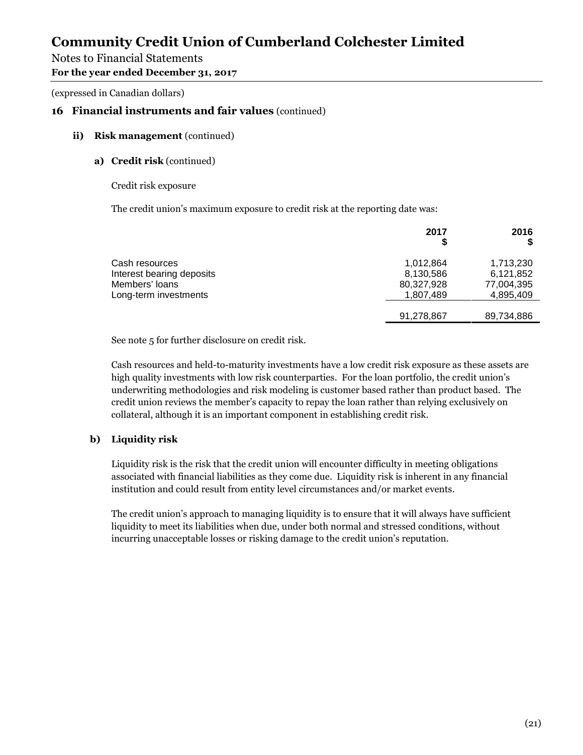# Community Credit Union of Cumberland Colchester Limited

Notes to Financial Statements

**For the year ended December 31, 2017**

(expressed in Canadian dollars)

## 16 Financial instruments and fair values (continued)

### ii) Risk management (continued)

#### a) Credit risk (continued)

Credit risk exposure

The credit union's maximum exposure to credit risk at the reporting date was:

| | 2017<br>$ | 2016<br>$ |
|---|---|---|
| Cash resources | 1,012,864 | 1,713,230 |
| Interest bearing deposits | 8,130,586 | 6,121,852 |
| Members' loans | 80,327,928 | 77,004,395 |
| Long-term investments | 1,807,489 | 4,895,409 |
| | 91,278,867 | 89,734,886 |

See note 5 for further disclosure on credit risk.

Cash resources and held-to-maturity investments have a low credit risk exposure as these assets are high quality investments with low risk counterparties. For the loan portfolio, the credit union's underwriting methodologies and risk modeling is customer based rather than product based. The credit union reviews the member's capacity to repay the loan rather than relying exclusively on collateral, although it is an important component in establishing credit risk.

#### b) Liquidity risk

Liquidity risk is the risk that the credit union will encounter difficulty in meeting obligations associated with financial liabilities as they come due. Liquidity risk is inherent in any financial institution and could result from entity level circumstances and/or market events.

The credit union's approach to managing liquidity is to ensure that it will always have sufficient liquidity to meet its liabilities when due, under both normal and stressed conditions, without incurring unacceptable losses or risking damage to the credit union's reputation.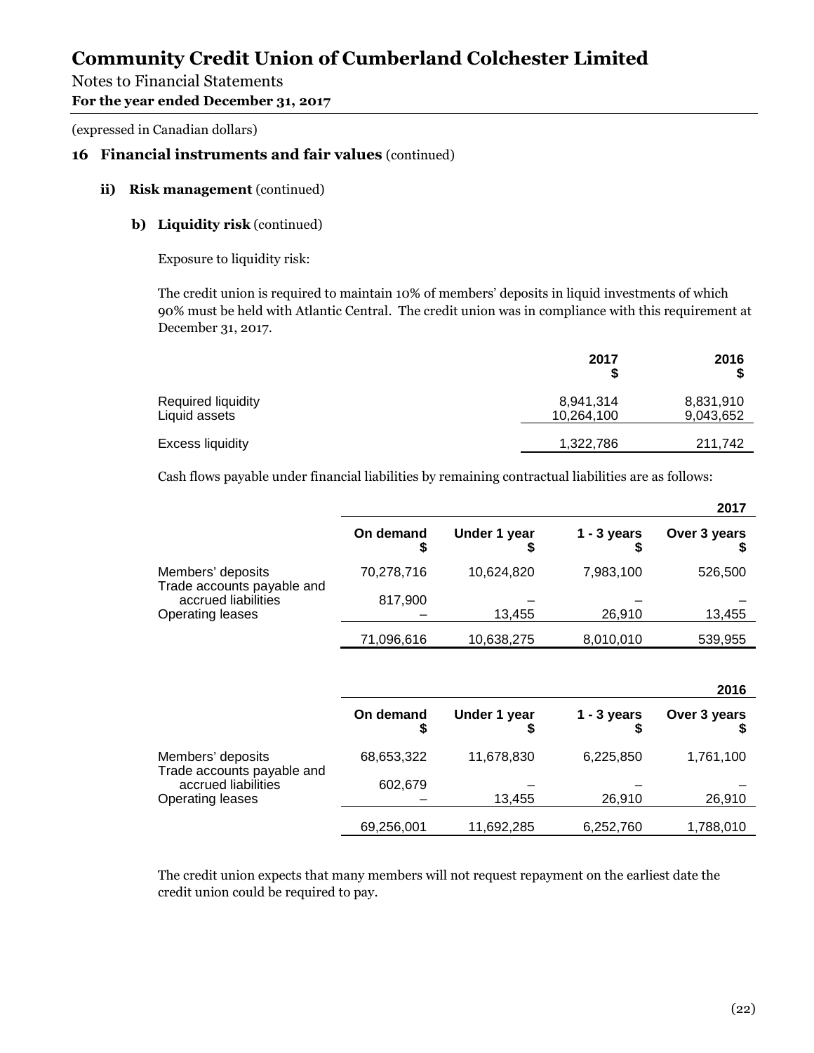# Community Credit Union of Cumberland Colchester Limited

Notes to Financial Statements

**For the year ended December 31, 2017**

(expressed in Canadian dollars)

## 16 Financial instruments and fair values (continued)

### ii) Risk management (continued)

#### b) Liquidity risk (continued)

Exposure to liquidity risk:

The credit union is required to maintain 10% of members' deposits in liquid investments of which 90% must be held with Atlantic Central. The credit union was in compliance with this requirement at December 31, 2017.

| | 2017 $ | 2016 $ |
|---|---|---|
| Required liquidity | 8,941,314 | 8,831,910 |
| Liquid assets | 10,264,100 | 9,043,652 |
| Excess liquidity | 1,322,786 | 211,742 |

Cash flows payable under financial liabilities by remaining contractual liabilities are as follows:

| 2017 | On demand $ | Under 1 year $ | 1 - 3 years $ | Over 3 years $ |
|---|---|---|---|---|
| Members' deposits | 70,278,716 | 10,624,820 | 7,983,100 | 526,500 |
| Trade accounts payable and accrued liabilities | 817,900 | – | – | – |
| Operating leases | – | 13,455 | 26,910 | 13,455 |
| | 71,096,616 | 10,638,275 | 8,010,010 | 539,955 |

| 2016 | On demand $ | Under 1 year $ | 1 - 3 years $ | Over 3 years $ |
|---|---|---|---|---|
| Members' deposits | 68,653,322 | 11,678,830 | 6,225,850 | 1,761,100 |
| Trade accounts payable and accrued liabilities | 602,679 | – | – | – |
| Operating leases | – | 13,455 | 26,910 | 26,910 |
| | 69,256,001 | 11,692,285 | 6,252,760 | 1,788,010 |

The credit union expects that many members will not request repayment on the earliest date the credit union could be required to pay.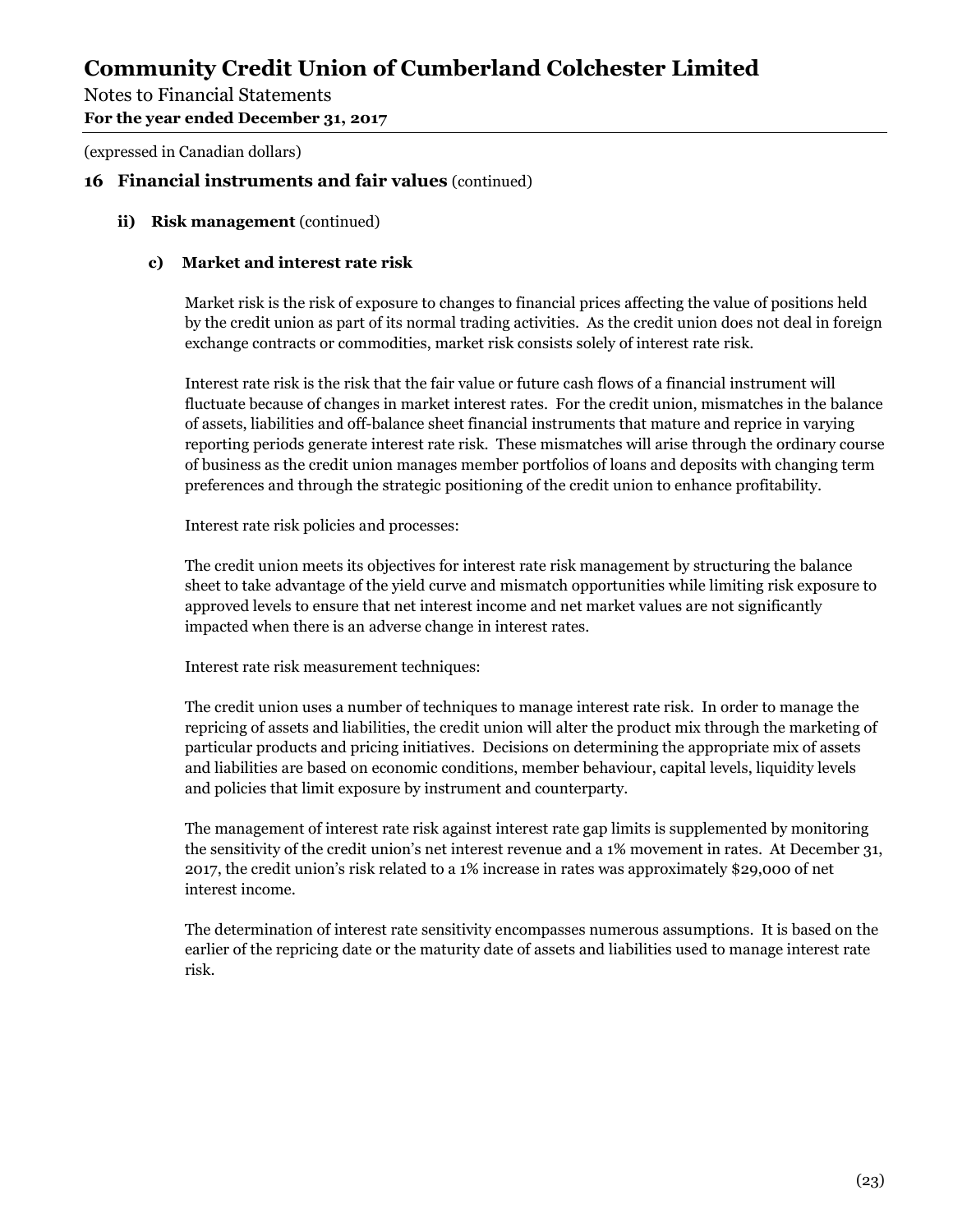## 16 Financial instruments and fair values (continued)

### ii) Risk management (continued)

#### c) Market and interest rate risk

Market risk is the risk of exposure to changes to financial prices affecting the value of positions held by the credit union as part of its normal trading activities. As the credit union does not deal in foreign exchange contracts or commodities, market risk consists solely of interest rate risk.

Interest rate risk is the risk that the fair value or future cash flows of a financial instrument will fluctuate because of changes in market interest rates. For the credit union, mismatches in the balance of assets, liabilities and off-balance sheet financial instruments that mature and reprice in varying reporting periods generate interest rate risk. These mismatches will arise through the ordinary course of business as the credit union manages member portfolios of loans and deposits with changing term preferences and through the strategic positioning of the credit union to enhance profitability.

Interest rate risk policies and processes:

The credit union meets its objectives for interest rate risk management by structuring the balance sheet to take advantage of the yield curve and mismatch opportunities while limiting risk exposure to approved levels to ensure that net interest income and net market values are not significantly impacted when there is an adverse change in interest rates.

Interest rate risk measurement techniques:

The credit union uses a number of techniques to manage interest rate risk. In order to manage the repricing of assets and liabilities, the credit union will alter the product mix through the marketing of particular products and pricing initiatives. Decisions on determining the appropriate mix of assets and liabilities are based on economic conditions, member behaviour, capital levels, liquidity levels and policies that limit exposure by instrument and counterparty.

The management of interest rate risk against interest rate gap limits is supplemented by monitoring the sensitivity of the credit union's net interest revenue and a 1% movement in rates. At December 31, 2017, the credit union's risk related to a 1% increase in rates was approximately $29,000 of net interest income.

The determination of interest rate sensitivity encompasses numerous assumptions. It is based on the earlier of the repricing date or the maturity date of assets and liabilities used to manage interest rate risk.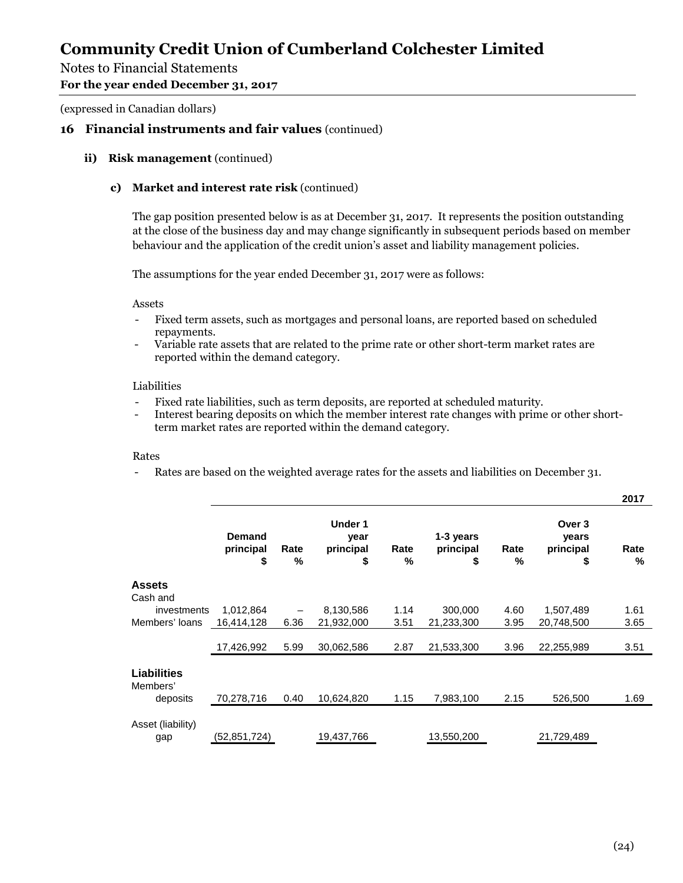# Community Credit Union of Cumberland Colchester Limited

Notes to Financial Statements

**For the year ended December 31, 2017**

(expressed in Canadian dollars)

## 16 Financial instruments and fair values (continued)

### ii) Risk management (continued)

#### c) Market and interest rate risk (continued)

The gap position presented below is as at December 31, 2017. It represents the position outstanding at the close of the business day and may change significantly in subsequent periods based on member behaviour and the application of the credit union's asset and liability management policies.

The assumptions for the year ended December 31, 2017 were as follows:

Assets

- Fixed term assets, such as mortgages and personal loans, are reported based on scheduled repayments.
- Variable rate assets that are related to the prime rate or other short-term market rates are reported within the demand category.

Liabilities

- Fixed rate liabilities, such as term deposits, are reported at scheduled maturity.
- Interest bearing deposits on which the member interest rate changes with prime or other short-term market rates are reported within the demand category.

Rates

- Rates are based on the weighted average rates for the assets and liabilities on December 31.

| | | | | | | | | 2017 |
|---|---|---|---|---|---|---|---|---|
| | Demand principal $ | Rate % | Under 1 year principal $ | Rate % | 1-3 years principal $ | Rate % | Over 3 years principal $ | Rate % |
| **Assets** | | | | | | | | |
| Cash and investments | 1,012,864 | – | 8,130,586 | 1.14 | 300,000 | 4.60 | 1,507,489 | 1.61 |
| Members' loans | 16,414,128 | 6.36 | 21,932,000 | 3.51 | 21,233,300 | 3.95 | 20,748,500 | 3.65 |
| | 17,426,992 | 5.99 | 30,062,586 | 2.87 | 21,533,300 | 3.96 | 22,255,989 | 3.51 |
| **Liabilities** | | | | | | | | |
| Members' deposits | 70,278,716 | 0.40 | 10,624,820 | 1.15 | 7,983,100 | 2.15 | 526,500 | 1.69 |
| Asset (liability) gap | (52,851,724) | | 19,437,766 | | 13,550,200 | | 21,729,489 | |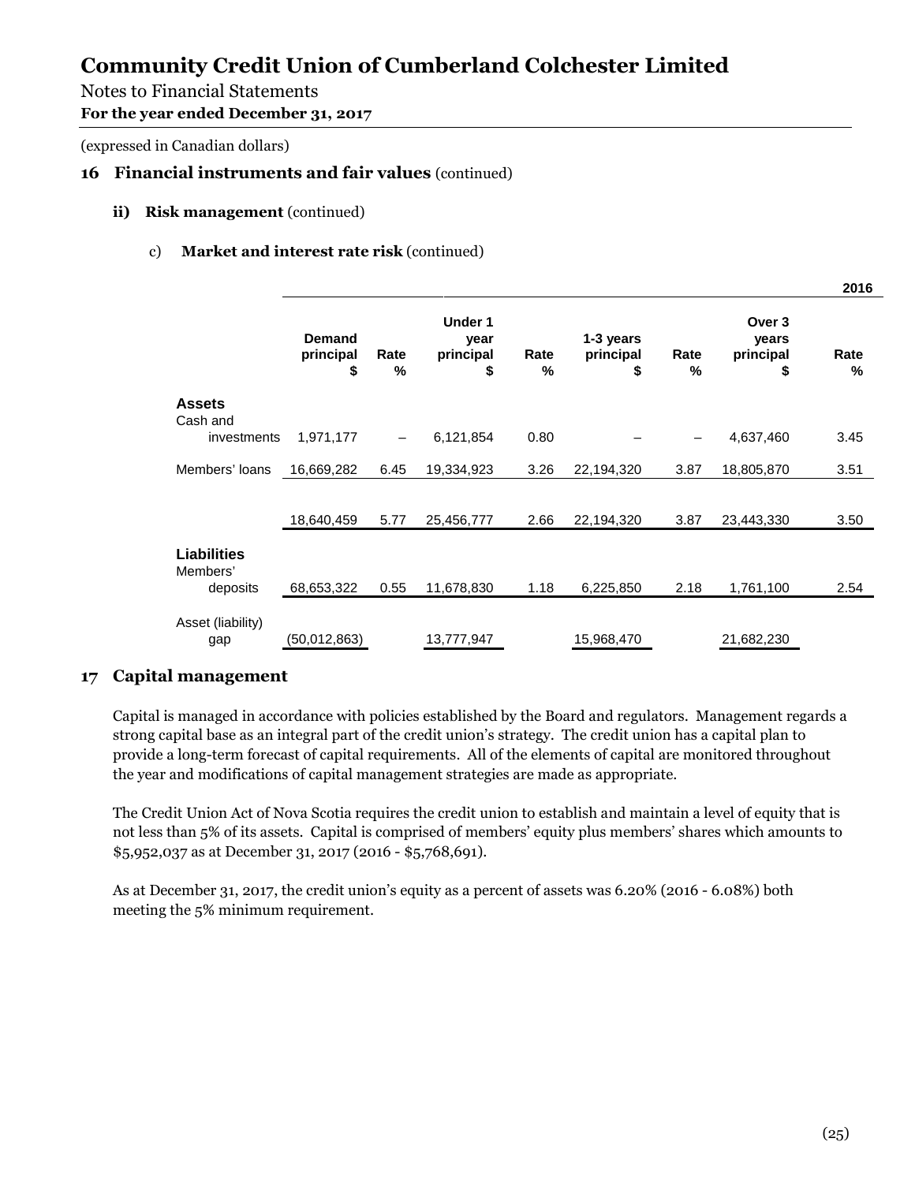# Community Credit Union of Cumberland Colchester Limited

Notes to Financial Statements
**For the year ended December 31, 2017**

(expressed in Canadian dollars)

## 16 Financial instruments and fair values (continued)

### ii) Risk management (continued)

#### c) Market and interest rate risk (continued)

**2016**

| | Demand principal $ | Rate % | Under 1 year principal $ | Rate % | 1-3 years principal $ | Rate % | Over 3 years principal $ | Rate % |
|---|---|---|---|---|---|---|---|---|
| **Assets** | | | | | | | | |
| Cash and investments | 1,971,177 | – | 6,121,854 | 0.80 | – | – | 4,637,460 | 3.45 |
| Members' loans | 16,669,282 | 6.45 | 19,334,923 | 3.26 | 22,194,320 | 3.87 | 18,805,870 | 3.51 |
| | 18,640,459 | 5.77 | 25,456,777 | 2.66 | 22,194,320 | 3.87 | 23,443,330 | 3.50 |
| **Liabilities** | | | | | | | | |
| Members' deposits | 68,653,322 | 0.55 | 11,678,830 | 1.18 | 6,225,850 | 2.18 | 1,761,100 | 2.54 |
| Asset (liability) gap | (50,012,863) | | 13,777,947 | | 15,968,470 | | 21,682,230 | |

## 17 Capital management

Capital is managed in accordance with policies established by the Board and regulators. Management regards a strong capital base as an integral part of the credit union's strategy. The credit union has a capital plan to provide a long-term forecast of capital requirements. All of the elements of capital are monitored throughout the year and modifications of capital management strategies are made as appropriate.

The Credit Union Act of Nova Scotia requires the credit union to establish and maintain a level of equity that is not less than 5% of its assets. Capital is comprised of members' equity plus members' shares which amounts to $5,952,037 as at December 31, 2017 (2016 - $5,768,691).

As at December 31, 2017, the credit union's equity as a percent of assets was 6.20% (2016 - 6.08%) both meeting the 5% minimum requirement.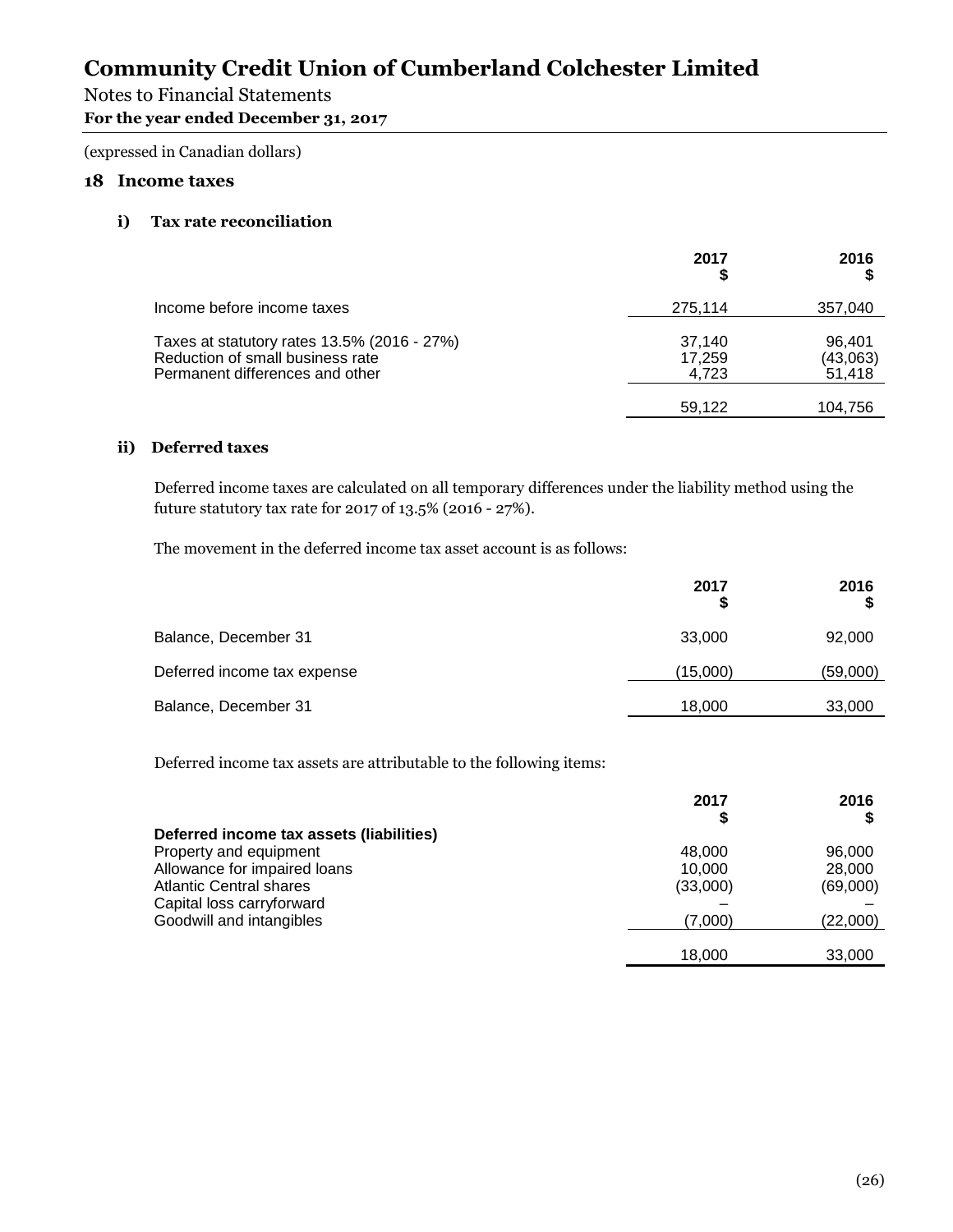# Community Credit Union of Cumberland Colchester Limited

Notes to Financial Statements

**For the year ended December 31, 2017**

(expressed in Canadian dollars)

## 18 Income taxes

### i) Tax rate reconciliation

| | 2017 $ | 2016 $ |
|---|---|---|
| Income before income taxes | 275,114 | 357,040 |
| Taxes at statutory rates 13.5% (2016 - 27%) | 37,140 | 96,401 |
| Reduction of small business rate | 17,259 | (43,063) |
| Permanent differences and other | 4,723 | 51,418 |
| | 59,122 | 104,756 |

### ii) Deferred taxes

Deferred income taxes are calculated on all temporary differences under the liability method using the future statutory tax rate for 2017 of 13.5% (2016 - 27%).

The movement in the deferred income tax asset account is as follows:

| | 2017 $ | 2016 $ |
|---|---|---|
| Balance, December 31 | 33,000 | 92,000 |
| Deferred income tax expense | (15,000) | (59,000) |
| Balance, December 31 | 18,000 | 33,000 |

Deferred income tax assets are attributable to the following items:

| | 2017 $ | 2016 $ |
|---|---|---|
| **Deferred income tax assets (liabilities)** | | |
| Property and equipment | 48,000 | 96,000 |
| Allowance for impaired loans | 10,000 | 28,000 |
| Atlantic Central shares | (33,000) | (69,000) |
| Capital loss carryforward | – | – |
| Goodwill and intangibles | (7,000) | (22,000) |
| | 18,000 | 33,000 |